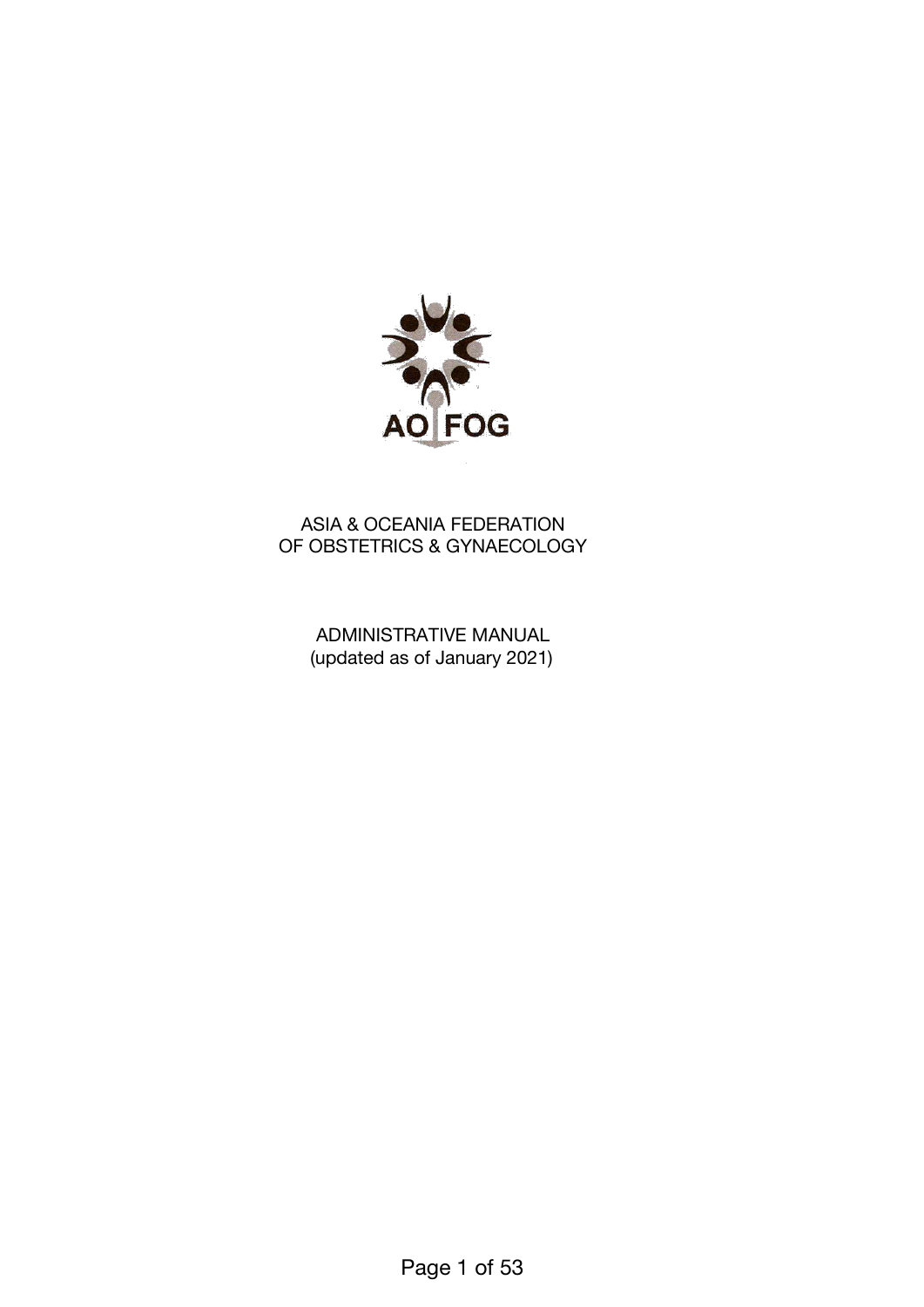AO FOG

# ASIA & OCEANIA FEDERATION OF OBSTETRICS & GYNAECOLOGY

## ADMINISTRATIVE MANUAL
(updated as of January 2021)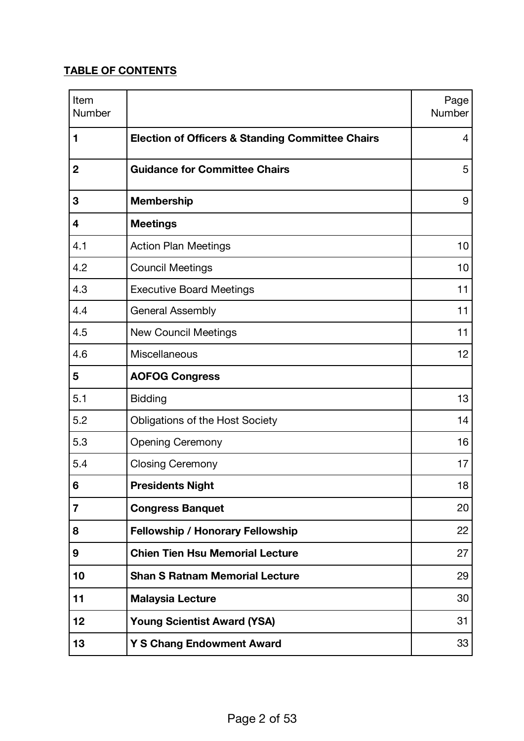**TABLE OF CONTENTS**

| Item Number | | Page Number |
|---|---|---|
| **1** | **Election of Officers & Standing Committee Chairs** | 4 |
| **2** | **Guidance for Committee Chairs** | 5 |
| **3** | **Membership** | 9 |
| **4** | **Meetings** | |
| 4.1 | Action Plan Meetings | 10 |
| 4.2 | Council Meetings | 10 |
| 4.3 | Executive Board Meetings | 11 |
| 4.4 | General Assembly | 11 |
| 4.5 | New Council Meetings | 11 |
| 4.6 | Miscellaneous | 12 |
| **5** | **AOFOG Congress** | |
| 5.1 | Bidding | 13 |
| 5.2 | Obligations of the Host Society | 14 |
| 5.3 | Opening Ceremony | 16 |
| 5.4 | Closing Ceremony | 17 |
| **6** | **Presidents Night** | 18 |
| **7** | **Congress Banquet** | 20 |
| **8** | **Fellowship / Honorary Fellowship** | 22 |
| **9** | **Chien Tien Hsu Memorial Lecture** | 27 |
| **10** | **Shan S Ratnam Memorial Lecture** | 29 |
| **11** | **Malaysia Lecture** | 30 |
| **12** | **Young Scientist Award (YSA)** | 31 |
| **13** | **Y S Chang Endowment Award** | 33 |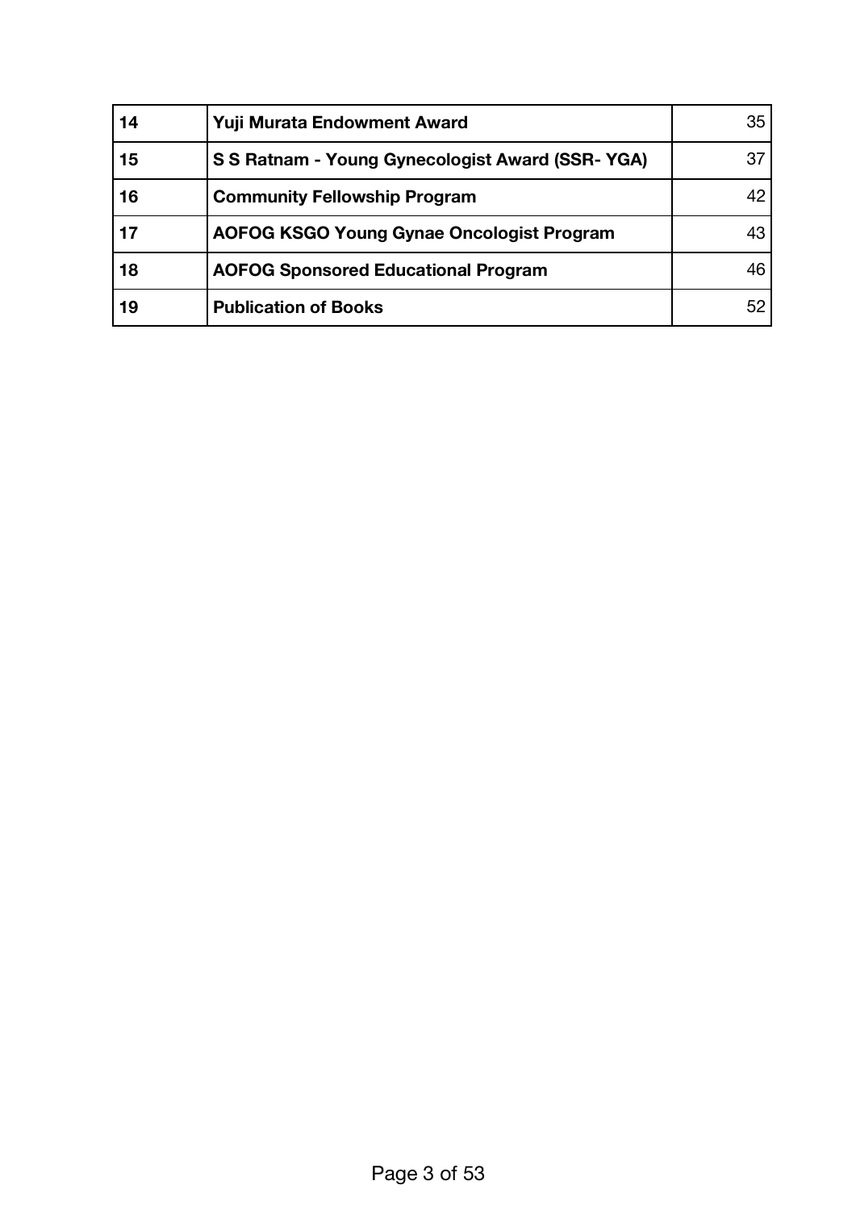| | | |
|---|---|---|
| **14** | **Yuji Murata Endowment Award** | 35 |
| **15** | **S S Ratnam - Young Gynecologist Award (SSR- YGA)** | 37 |
| **16** | **Community Fellowship Program** | 42 |
| **17** | **AOFOG KSGO Young Gynae Oncologist Program** | 43 |
| **18** | **AOFOG Sponsored Educational Program** | 46 |
| **19** | **Publication of Books** | 52 |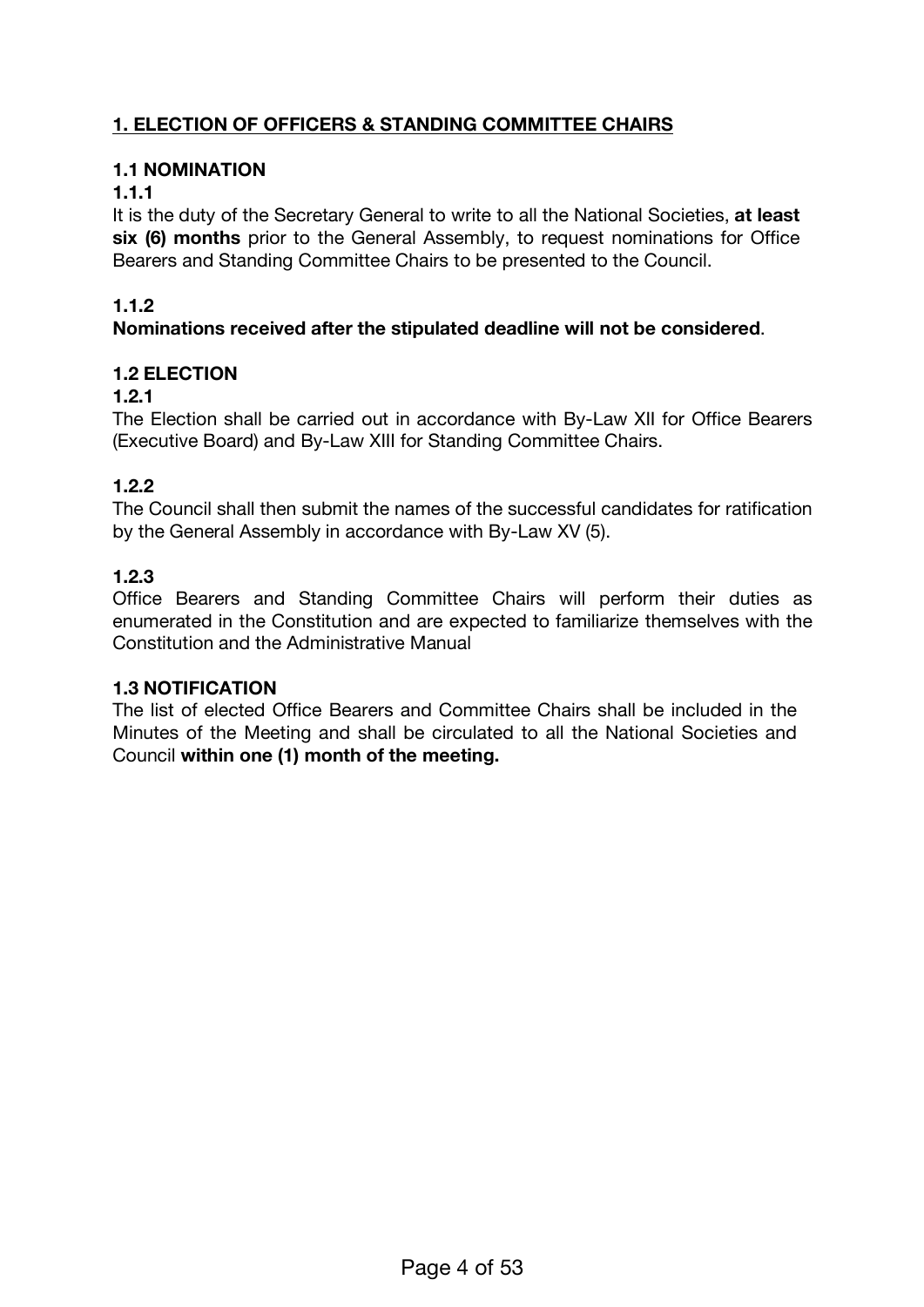## 1. ELECTION OF OFFICERS & STANDING COMMITTEE CHAIRS

### 1.1 NOMINATION

**1.1.1**

It is the duty of the Secretary General to write to all the National Societies, **at least six (6) months** prior to the General Assembly, to request nominations for Office Bearers and Standing Committee Chairs to be presented to the Council.

**1.1.2**

**Nominations received after the stipulated deadline will not be considered**.

### 1.2 ELECTION

**1.2.1**

The Election shall be carried out in accordance with By-Law XII for Office Bearers (Executive Board) and By-Law XIII for Standing Committee Chairs.

**1.2.2**

The Council shall then submit the names of the successful candidates for ratification by the General Assembly in accordance with By-Law XV (5).

**1.2.3**

Office Bearers and Standing Committee Chairs will perform their duties as enumerated in the Constitution and are expected to familiarize themselves with the Constitution and the Administrative Manual

### 1.3 NOTIFICATION

The list of elected Office Bearers and Committee Chairs shall be included in the Minutes of the Meeting and shall be circulated to all the National Societies and Council **within one (1) month of the meeting.**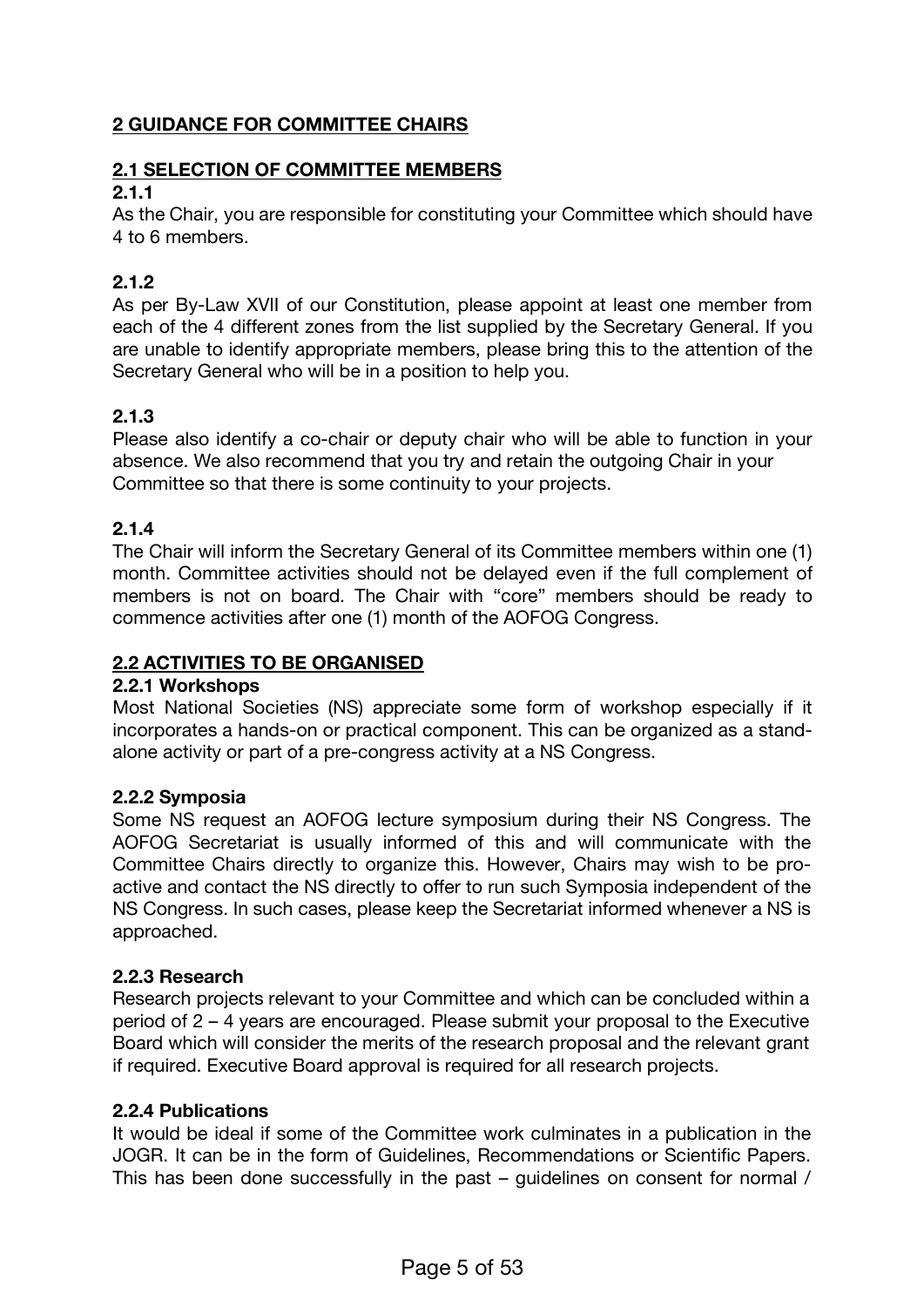## 2 GUIDANCE FOR COMMITTEE CHAIRS

### 2.1 SELECTION OF COMMITTEE MEMBERS

**2.1.1**

As the Chair, you are responsible for constituting your Committee which should have 4 to 6 members.

**2.1.2**

As per By-Law XVII of our Constitution, please appoint at least one member from each of the 4 different zones from the list supplied by the Secretary General. If you are unable to identify appropriate members, please bring this to the attention of the Secretary General who will be in a position to help you.

**2.1.3**

Please also identify a co-chair or deputy chair who will be able to function in your absence. We also recommend that you try and retain the outgoing Chair in your Committee so that there is some continuity to your projects.

**2.1.4**

The Chair will inform the Secretary General of its Committee members within one (1) month. Committee activities should not be delayed even if the full complement of members is not on board. The Chair with "core" members should be ready to commence activities after one (1) month of the AOFOG Congress.

### 2.2 ACTIVITIES TO BE ORGANISED

**2.2.1 Workshops**

Most National Societies (NS) appreciate some form of workshop especially if it incorporates a hands-on or practical component. This can be organized as a stand-alone activity or part of a pre-congress activity at a NS Congress.

**2.2.2 Symposia**

Some NS request an AOFOG lecture symposium during their NS Congress. The AOFOG Secretariat is usually informed of this and will communicate with the Committee Chairs directly to organize this. However, Chairs may wish to be pro-active and contact the NS directly to offer to run such Symposia independent of the NS Congress. In such cases, please keep the Secretariat informed whenever a NS is approached.

**2.2.3 Research**

Research projects relevant to your Committee and which can be concluded within a period of 2 – 4 years are encouraged. Please submit your proposal to the Executive Board which will consider the merits of the research proposal and the relevant grant if required. Executive Board approval is required for all research projects.

**2.2.4 Publications**

It would be ideal if some of the Committee work culminates in a publication in the JOGR. It can be in the form of Guidelines, Recommendations or Scientific Papers. This has been done successfully in the past – guidelines on consent for normal /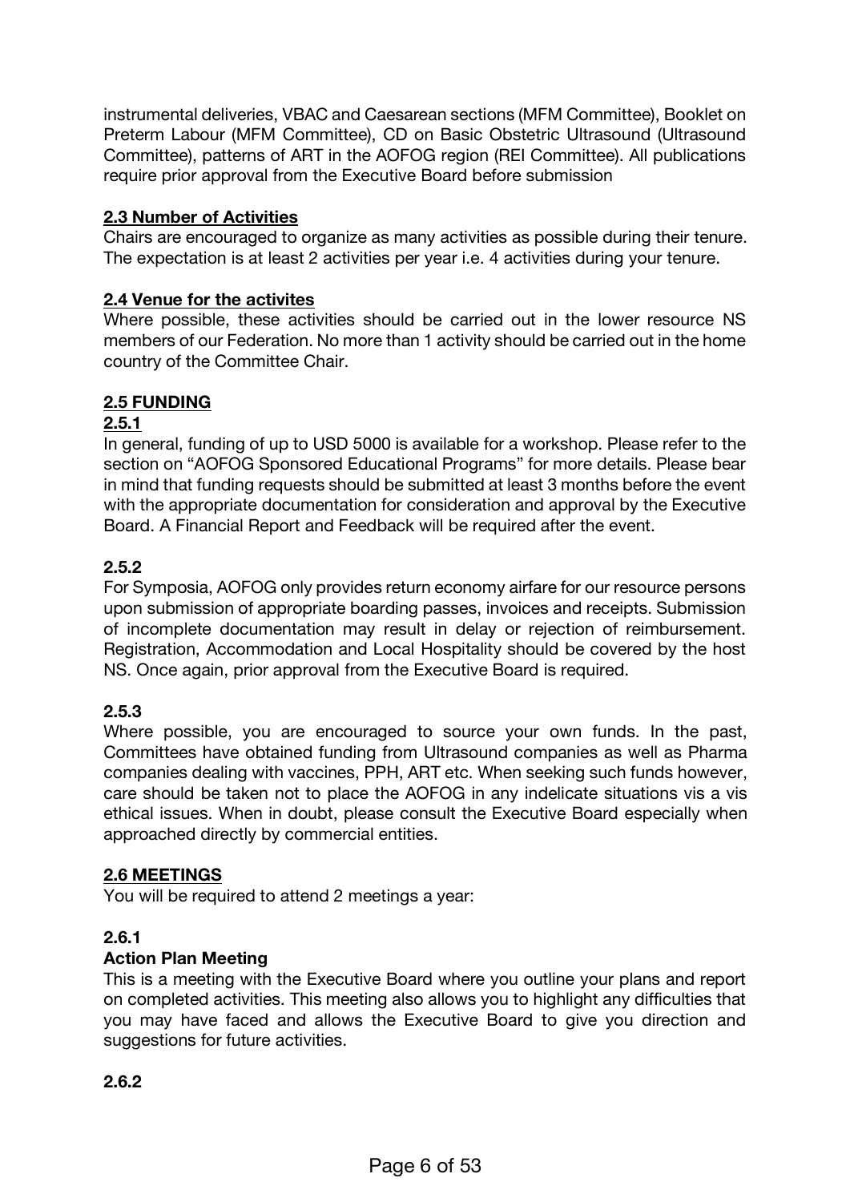instrumental deliveries, VBAC and Caesarean sections (MFM Committee), Booklet on Preterm Labour (MFM Committee), CD on Basic Obstetric Ultrasound (Ultrasound Committee), patterns of ART in the AOFOG region (REI Committee). All publications require prior approval from the Executive Board before submission

### 2.3 Number of Activities

Chairs are encouraged to organize as many activities as possible during their tenure. The expectation is at least 2 activities per year i.e. 4 activities during your tenure.

### 2.4 Venue for the activites

Where possible, these activities should be carried out in the lower resource NS members of our Federation. No more than 1 activity should be carried out in the home country of the Committee Chair.

### 2.5 FUNDING

#### 2.5.1

In general, funding of up to USD 5000 is available for a workshop. Please refer to the section on "AOFOG Sponsored Educational Programs" for more details. Please bear in mind that funding requests should be submitted at least 3 months before the event with the appropriate documentation for consideration and approval by the Executive Board. A Financial Report and Feedback will be required after the event.

#### 2.5.2

For Symposia, AOFOG only provides return economy airfare for our resource persons upon submission of appropriate boarding passes, invoices and receipts. Submission of incomplete documentation may result in delay or rejection of reimbursement. Registration, Accommodation and Local Hospitality should be covered by the host NS. Once again, prior approval from the Executive Board is required.

#### 2.5.3

Where possible, you are encouraged to source your own funds. In the past, Committees have obtained funding from Ultrasound companies as well as Pharma companies dealing with vaccines, PPH, ART etc. When seeking such funds however, care should be taken not to place the AOFOG in any indelicate situations vis a vis ethical issues. When in doubt, please consult the Executive Board especially when approached directly by commercial entities.

### 2.6 MEETINGS

You will be required to attend 2 meetings a year:

#### 2.6.1

**Action Plan Meeting**

This is a meeting with the Executive Board where you outline your plans and report on completed activities. This meeting also allows you to highlight any difficulties that you may have faced and allows the Executive Board to give you direction and suggestions for future activities.

#### 2.6.2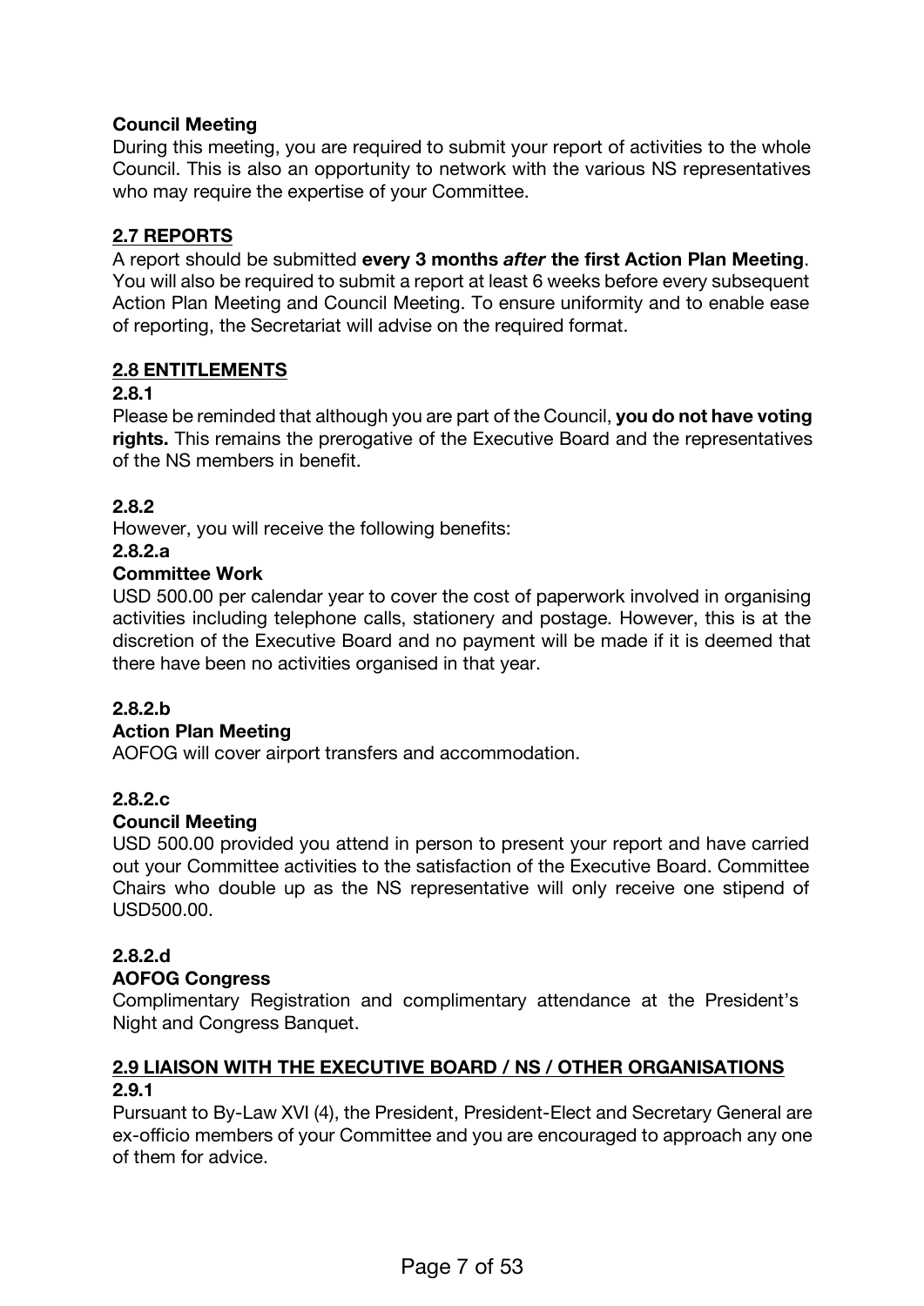**Council Meeting**

During this meeting, you are required to submit your report of activities to the whole Council. This is also an opportunity to network with the various NS representatives who may require the expertise of your Committee.

## 2.7 REPORTS

A report should be submitted **every 3 months *after* the first Action Plan Meeting**. You will also be required to submit a report at least 6 weeks before every subsequent Action Plan Meeting and Council Meeting. To ensure uniformity and to enable ease of reporting, the Secretariat will advise on the required format.

## 2.8 ENTITLEMENTS

**2.8.1**

Please be reminded that although you are part of the Council, **you do not have voting rights.** This remains the prerogative of the Executive Board and the representatives of the NS members in benefit.

**2.8.2**

However, you will receive the following benefits:

**2.8.2.a**

**Committee Work**

USD 500.00 per calendar year to cover the cost of paperwork involved in organising activities including telephone calls, stationery and postage. However, this is at the discretion of the Executive Board and no payment will be made if it is deemed that there have been no activities organised in that year.

**2.8.2.b**

**Action Plan Meeting**

AOFOG will cover airport transfers and accommodation.

**2.8.2.c**

**Council Meeting**

USD 500.00 provided you attend in person to present your report and have carried out your Committee activities to the satisfaction of the Executive Board. Committee Chairs who double up as the NS representative will only receive one stipend of USD500.00.

**2.8.2.d**

**AOFOG Congress**

Complimentary Registration and complimentary attendance at the President's Night and Congress Banquet.

## 2.9 LIAISON WITH THE EXECUTIVE BOARD / NS / OTHER ORGANISATIONS

**2.9.1**

Pursuant to By-Law XVI (4), the President, President-Elect and Secretary General are ex-officio members of your Committee and you are encouraged to approach any one of them for advice.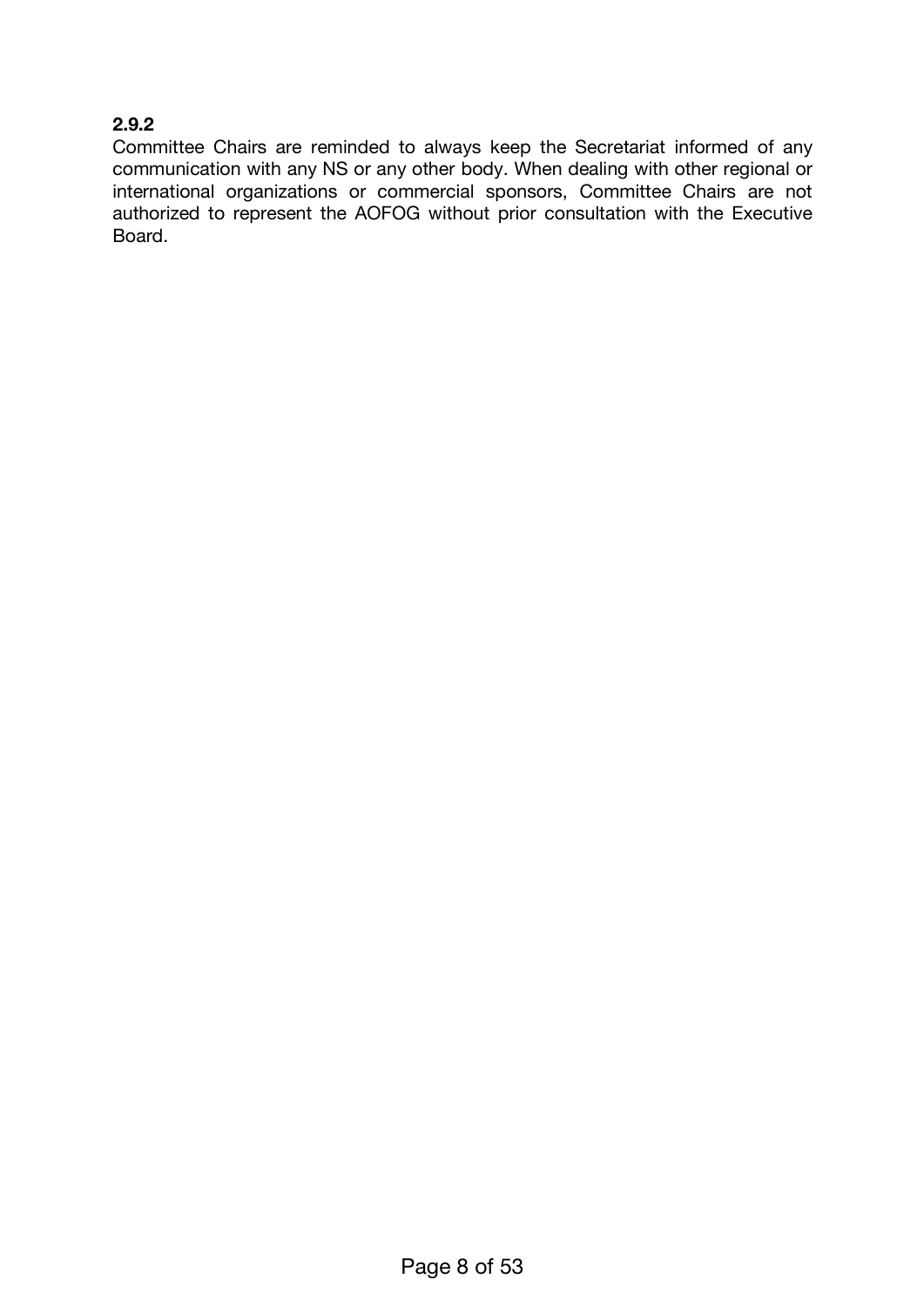**2.9.2**

Committee Chairs are reminded to always keep the Secretariat informed of any communication with any NS or any other body. When dealing with other regional or international organizations or commercial sponsors, Committee Chairs are not authorized to represent the AOFOG without prior consultation with the Executive Board.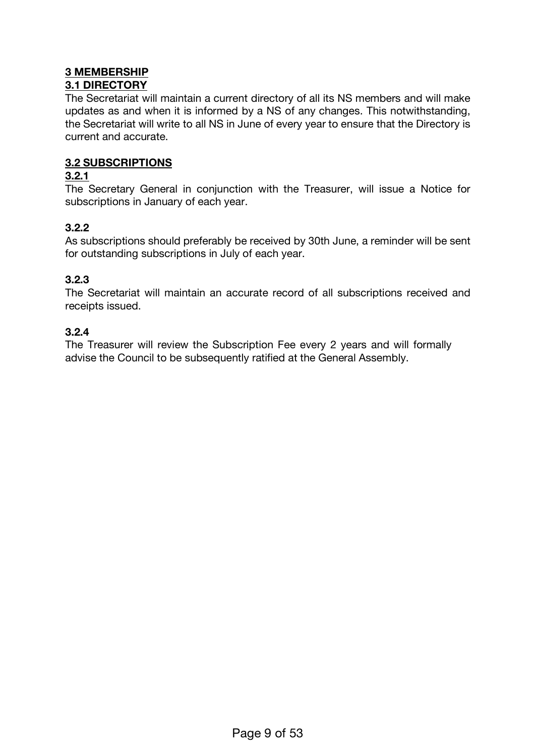# 3 MEMBERSHIP

## 3.1 DIRECTORY

The Secretariat will maintain a current directory of all its NS members and will make updates as and when it is informed by a NS of any changes. This notwithstanding, the Secretariat will write to all NS in June of every year to ensure that the Directory is current and accurate.

## 3.2 SUBSCRIPTIONS

### 3.2.1

The Secretary General in conjunction with the Treasurer, will issue a Notice for subscriptions in January of each year.

### 3.2.2

As subscriptions should preferably be received by 30th June, a reminder will be sent for outstanding subscriptions in July of each year.

### 3.2.3

The Secretariat will maintain an accurate record of all subscriptions received and receipts issued.

### 3.2.4

The Treasurer will review the Subscription Fee every 2 years and will formally advise the Council to be subsequently ratified at the General Assembly.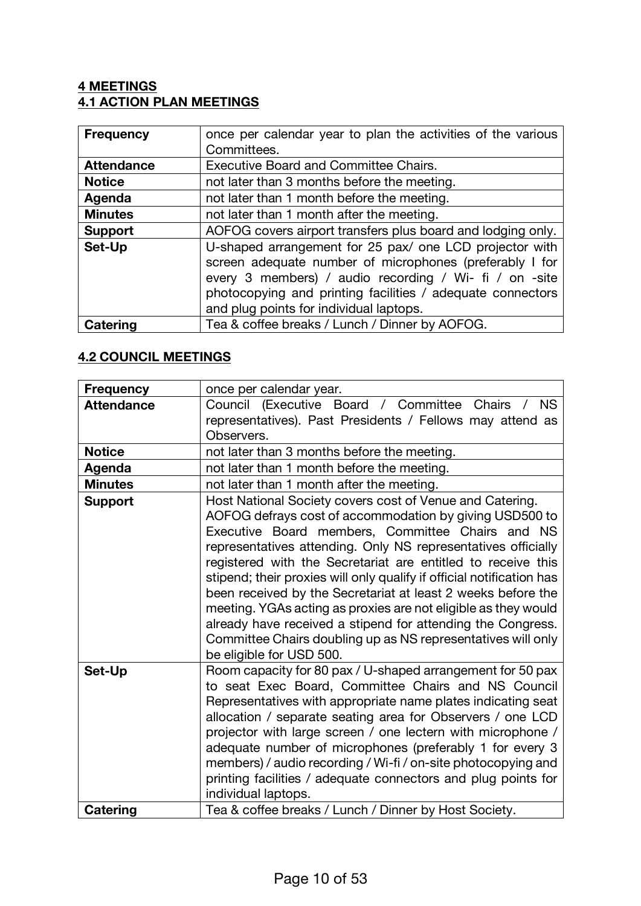## 4 MEETINGS

### 4.1 ACTION PLAN MEETINGS

| | |
|---|---|
| **Frequency** | once per calendar year to plan the activities of the various Committees. |
| **Attendance** | Executive Board and Committee Chairs. |
| **Notice** | not later than 3 months before the meeting. |
| **Agenda** | not later than 1 month before the meeting. |
| **Minutes** | not later than 1 month after the meeting. |
| **Support** | AOFOG covers airport transfers plus board and lodging only. |
| **Set-Up** | U-shaped arrangement for 25 pax/ one LCD projector with screen adequate number of microphones (preferably I for every 3 members) / audio recording / Wi- fi / on -site photocopying and printing facilities / adequate connectors and plug points for individual laptops. |
| **Catering** | Tea & coffee breaks / Lunch / Dinner by AOFOG. |

### 4.2 COUNCIL MEETINGS

| | |
|---|---|
| **Frequency** | once per calendar year. |
| **Attendance** | Council (Executive Board / Committee Chairs / NS representatives). Past Presidents / Fellows may attend as Observers. |
| **Notice** | not later than 3 months before the meeting. |
| **Agenda** | not later than 1 month before the meeting. |
| **Minutes** | not later than 1 month after the meeting. |
| **Support** | Host National Society covers cost of Venue and Catering. AOFOG defrays cost of accommodation by giving USD500 to Executive Board members, Committee Chairs and NS representatives attending. Only NS representatives officially registered with the Secretariat are entitled to receive this stipend; their proxies will only qualify if official notification has been received by the Secretariat at least 2 weeks before the meeting. YGAs acting as proxies are not eligible as they would already have received a stipend for attending the Congress. Committee Chairs doubling up as NS representatives will only be eligible for USD 500. |
| **Set-Up** | Room capacity for 80 pax / U-shaped arrangement for 50 pax to seat Exec Board, Committee Chairs and NS Council Representatives with appropriate name plates indicating seat allocation / separate seating area for Observers / one LCD projector with large screen / one lectern with microphone / adequate number of microphones (preferably 1 for every 3 members) / audio recording / Wi-fi / on-site photocopying and printing facilities / adequate connectors and plug points for individual laptops. |
| **Catering** | Tea & coffee breaks / Lunch / Dinner by Host Society. |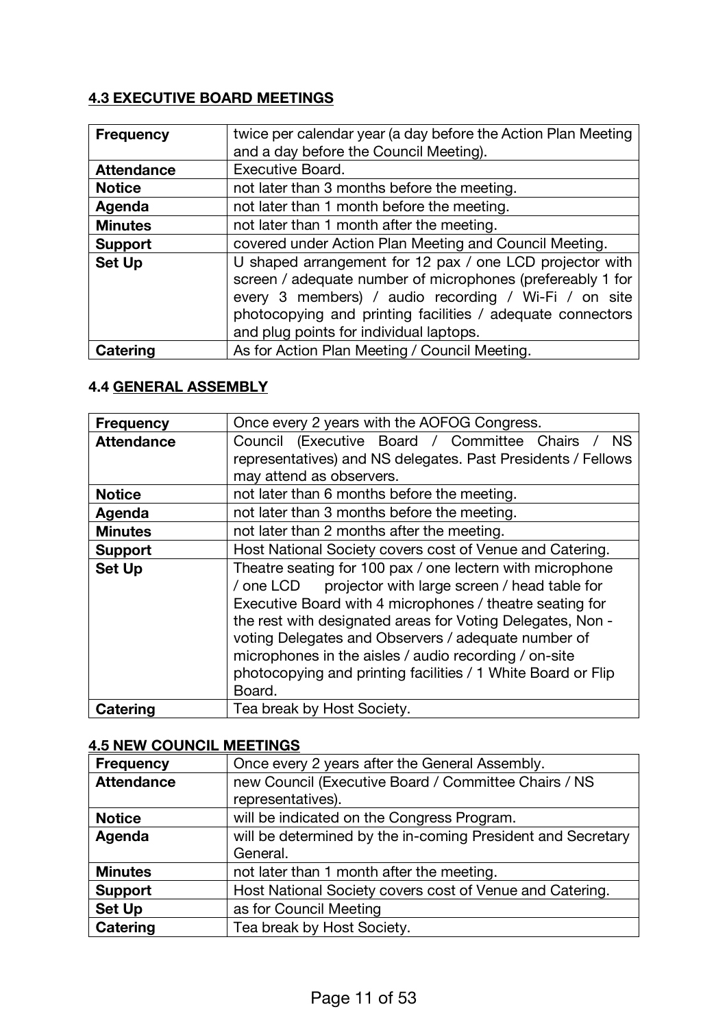#### **4.3 EXECUTIVE BOARD MEETINGS**

| **Frequency** | twice per calendar year (a day before the Action Plan Meeting and a day before the Council Meeting). |
|---|---|
| **Attendance** | Executive Board. |
| **Notice** | not later than 3 months before the meeting. |
| **Agenda** | not later than 1 month before the meeting. |
| **Minutes** | not later than 1 month after the meeting. |
| **Support** | covered under Action Plan Meeting and Council Meeting. |
| **Set Up** | U shaped arrangement for 12 pax / one LCD projector with screen / adequate number of microphones (prefereably 1 for every 3 members) / audio recording / Wi-Fi / on site photocopying and printing facilities / adequate connectors and plug points for individual laptops. |
| **Catering** | As for Action Plan Meeting / Council Meeting. |

#### **4.4 GENERAL ASSEMBLY**

| **Frequency** | Once every 2 years with the AOFOG Congress. |
|---|---|
| **Attendance** | Council (Executive Board / Committee Chairs / NS representatives) and NS delegates. Past Presidents / Fellows may attend as observers. |
| **Notice** | not later than 6 months before the meeting. |
| **Agenda** | not later than 3 months before the meeting. |
| **Minutes** | not later than 2 months after the meeting. |
| **Support** | Host National Society covers cost of Venue and Catering. |
| **Set Up** | Theatre seating for 100 pax / one lectern with microphone / one LCD projector with large screen / head table for Executive Board with 4 microphones / theatre seating for the rest with designated areas for Voting Delegates, Non - voting Delegates and Observers / adequate number of microphones in the aisles / audio recording / on-site photocopying and printing facilities / 1 White Board or Flip Board. |
| **Catering** | Tea break by Host Society. |

#### **4.5 NEW COUNCIL MEETINGS**

| **Frequency** | Once every 2 years after the General Assembly. |
|---|---|
| **Attendance** | new Council (Executive Board / Committee Chairs / NS representatives). |
| **Notice** | will be indicated on the Congress Program. |
| **Agenda** | will be determined by the in-coming President and Secretary General. |
| **Minutes** | not later than 1 month after the meeting. |
| **Support** | Host National Society covers cost of Venue and Catering. |
| **Set Up** | as for Council Meeting |
| **Catering** | Tea break by Host Society. |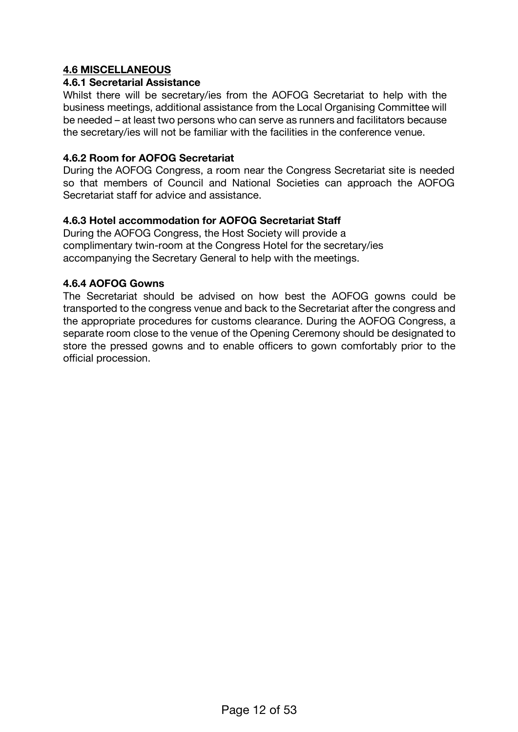## 4.6 MISCELLANEOUS

### 4.6.1 Secretarial Assistance

Whilst there will be secretary/ies from the AOFOG Secretariat to help with the business meetings, additional assistance from the Local Organising Committee will be needed – at least two persons who can serve as runners and facilitators because the secretary/ies will not be familiar with the facilities in the conference venue.

### 4.6.2 Room for AOFOG Secretariat

During the AOFOG Congress, a room near the Congress Secretariat site is needed so that members of Council and National Societies can approach the AOFOG Secretariat staff for advice and assistance.

### 4.6.3 Hotel accommodation for AOFOG Secretariat Staff

During the AOFOG Congress, the Host Society will provide a complimentary twin-room at the Congress Hotel for the secretary/ies accompanying the Secretary General to help with the meetings.

### 4.6.4 AOFOG Gowns

The Secretariat should be advised on how best the AOFOG gowns could be transported to the congress venue and back to the Secretariat after the congress and the appropriate procedures for customs clearance. During the AOFOG Congress, a separate room close to the venue of the Opening Ceremony should be designated to store the pressed gowns and to enable officers to gown comfortably prior to the official procession.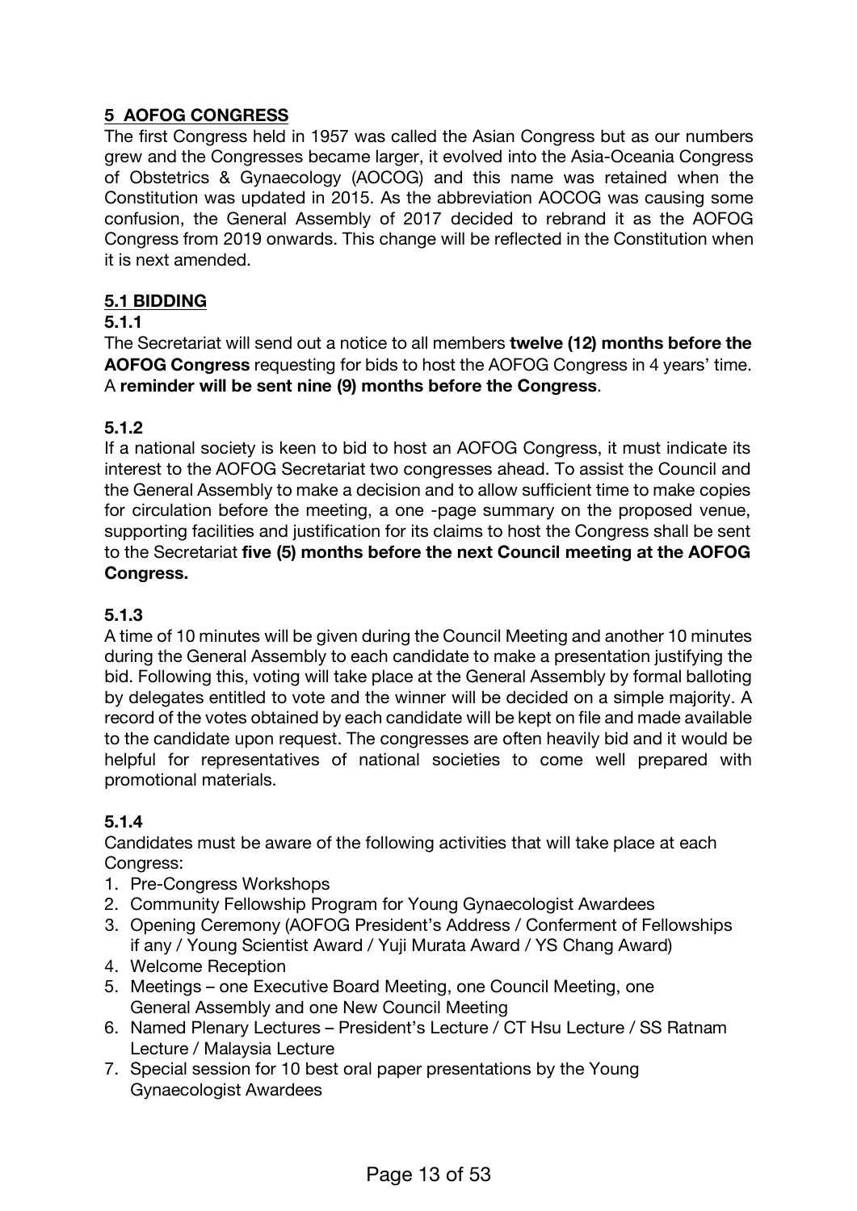## 5 AOFOG CONGRESS

The first Congress held in 1957 was called the Asian Congress but as our numbers grew and the Congresses became larger, it evolved into the Asia-Oceania Congress of Obstetrics & Gynaecology (AOCOG) and this name was retained when the Constitution was updated in 2015. As the abbreviation AOCOG was causing some confusion, the General Assembly of 2017 decided to rebrand it as the AOFOG Congress from 2019 onwards. This change will be reflected in the Constitution when it is next amended.

### 5.1 BIDDING

#### 5.1.1

The Secretariat will send out a notice to all members **twelve (12) months before the AOFOG Congress** requesting for bids to host the AOFOG Congress in 4 years' time. A **reminder will be sent nine (9) months before the Congress**.

#### 5.1.2

If a national society is keen to bid to host an AOFOG Congress, it must indicate its interest to the AOFOG Secretariat two congresses ahead. To assist the Council and the General Assembly to make a decision and to allow sufficient time to make copies for circulation before the meeting, a one -page summary on the proposed venue, supporting facilities and justification for its claims to host the Congress shall be sent to the Secretariat **five (5) months before the next Council meeting at the AOFOG Congress.**

#### 5.1.3

A time of 10 minutes will be given during the Council Meeting and another 10 minutes during the General Assembly to each candidate to make a presentation justifying the bid. Following this, voting will take place at the General Assembly by formal balloting by delegates entitled to vote and the winner will be decided on a simple majority. A record of the votes obtained by each candidate will be kept on file and made available to the candidate upon request. The congresses are often heavily bid and it would be helpful for representatives of national societies to come well prepared with promotional materials.

#### 5.1.4

Candidates must be aware of the following activities that will take place at each Congress:

1. Pre-Congress Workshops
2. Community Fellowship Program for Young Gynaecologist Awardees
3. Opening Ceremony (AOFOG President's Address / Conferment of Fellowships if any / Young Scientist Award / Yuji Murata Award / YS Chang Award)
4. Welcome Reception
5. Meetings – one Executive Board Meeting, one Council Meeting, one General Assembly and one New Council Meeting
6. Named Plenary Lectures – President's Lecture / CT Hsu Lecture / SS Ratnam Lecture / Malaysia Lecture
7. Special session for 10 best oral paper presentations by the Young Gynaecologist Awardees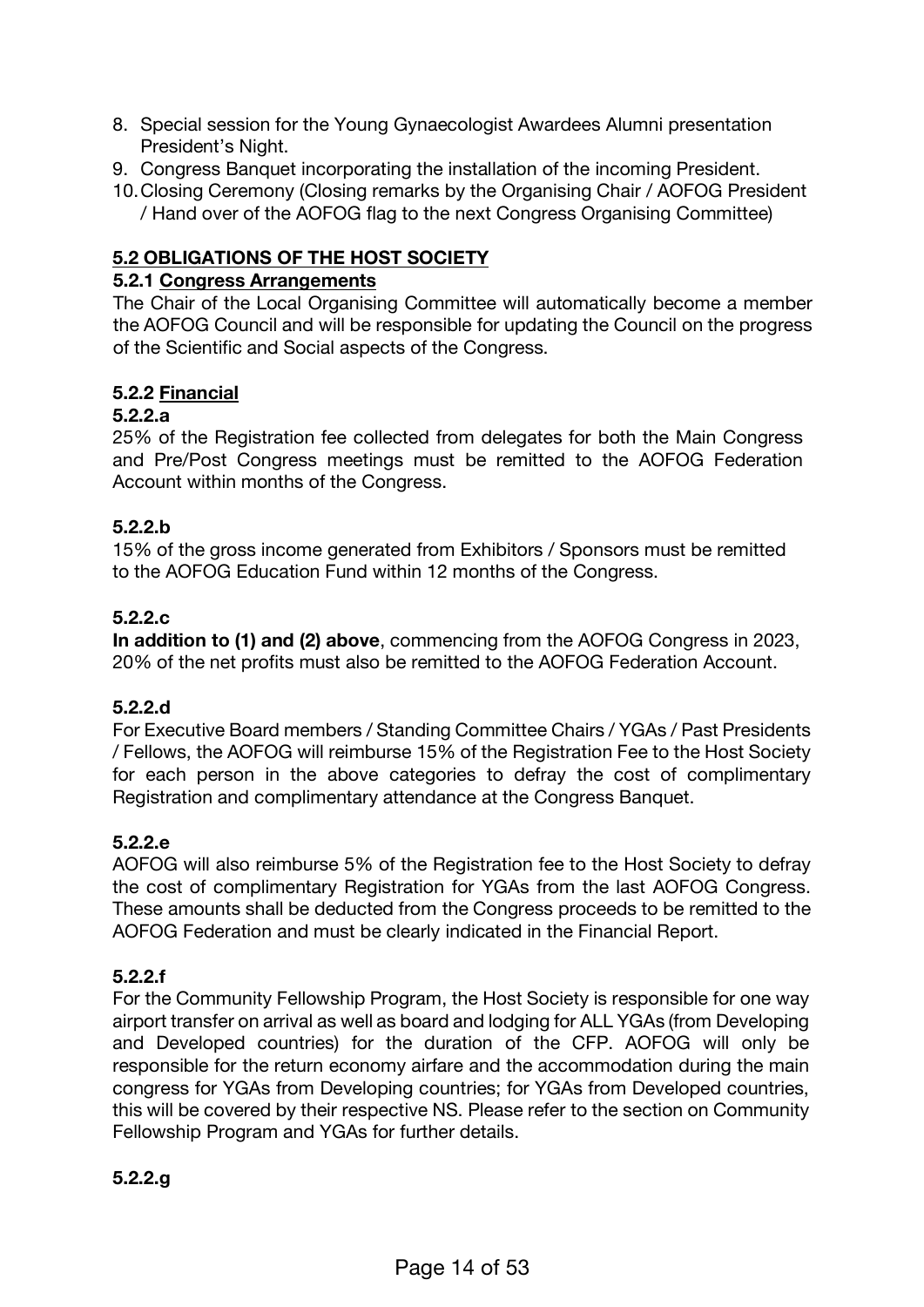8. Special session for the Young Gynaecologist Awardees Alumni presentation President's Night.
9. Congress Banquet incorporating the installation of the incoming President.
10. Closing Ceremony (Closing remarks by the Organising Chair / AOFOG President / Hand over of the AOFOG flag to the next Congress Organising Committee)

## 5.2 OBLIGATIONS OF THE HOST SOCIETY

### 5.2.1 Congress Arrangements

The Chair of the Local Organising Committee will automatically become a member the AOFOG Council and will be responsible for updating the Council on the progress of the Scientific and Social aspects of the Congress.

### 5.2.2 Financial

#### 5.2.2.a

25% of the Registration fee collected from delegates for both the Main Congress and Pre/Post Congress meetings must be remitted to the AOFOG Federation Account within months of the Congress.

#### 5.2.2.b

15% of the gross income generated from Exhibitors / Sponsors must be remitted to the AOFOG Education Fund within 12 months of the Congress.

#### 5.2.2.c

**In addition to (1) and (2) above**, commencing from the AOFOG Congress in 2023, 20% of the net profits must also be remitted to the AOFOG Federation Account.

#### 5.2.2.d

For Executive Board members / Standing Committee Chairs / YGAs / Past Presidents / Fellows, the AOFOG will reimburse 15% of the Registration Fee to the Host Society for each person in the above categories to defray the cost of complimentary Registration and complimentary attendance at the Congress Banquet.

#### 5.2.2.e

AOFOG will also reimburse 5% of the Registration fee to the Host Society to defray the cost of complimentary Registration for YGAs from the last AOFOG Congress. These amounts shall be deducted from the Congress proceeds to be remitted to the AOFOG Federation and must be clearly indicated in the Financial Report.

#### 5.2.2.f

For the Community Fellowship Program, the Host Society is responsible for one way airport transfer on arrival as well as board and lodging for ALL YGAs (from Developing and Developed countries) for the duration of the CFP. AOFOG will only be responsible for the return economy airfare and the accommodation during the main congress for YGAs from Developing countries; for YGAs from Developed countries, this will be covered by their respective NS. Please refer to the section on Community Fellowship Program and YGAs for further details.

#### 5.2.2.g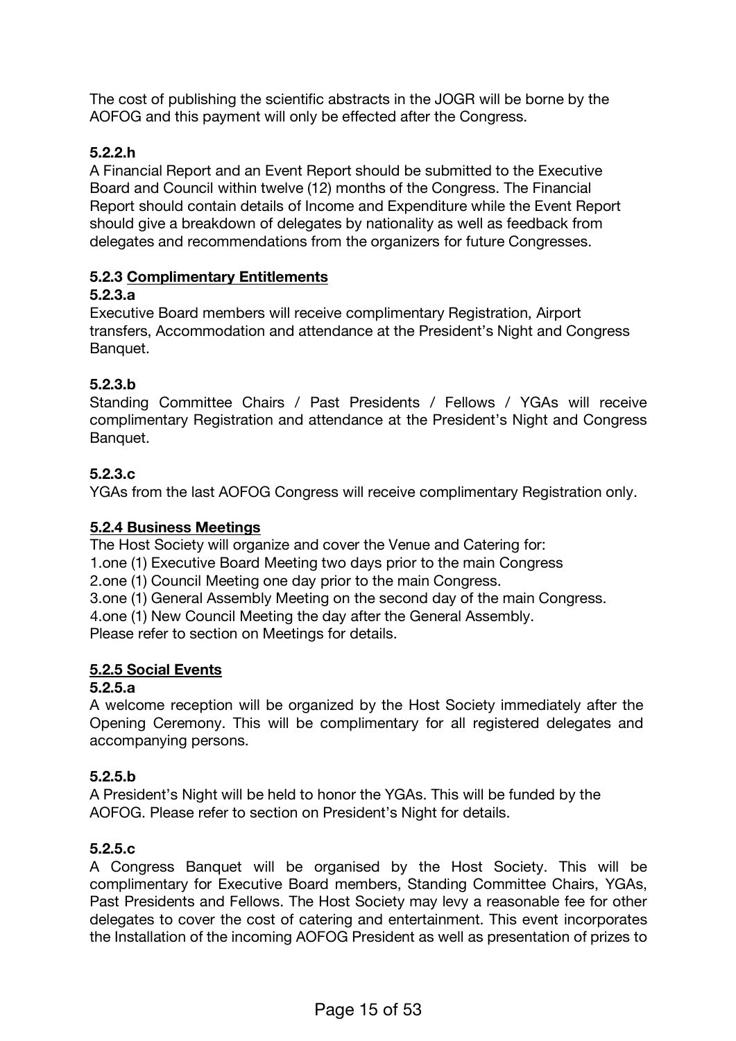The cost of publishing the scientific abstracts in the JOGR will be borne by the AOFOG and this payment will only be effected after the Congress.

**5.2.2.h**

A Financial Report and an Event Report should be submitted to the Executive Board and Council within twelve (12) months of the Congress. The Financial Report should contain details of Income and Expenditure while the Event Report should give a breakdown of delegates by nationality as well as feedback from delegates and recommendations from the organizers for future Congresses.

**5.2.3 <u>Complimentary Entitlements</u>**

**5.2.3.a**

Executive Board members will receive complimentary Registration, Airport transfers, Accommodation and attendance at the President's Night and Congress Banquet.

**5.2.3.b**

Standing Committee Chairs / Past Presidents / Fellows / YGAs will receive complimentary Registration and attendance at the President's Night and Congress Banquet.

**5.2.3.c**

YGAs from the last AOFOG Congress will receive complimentary Registration only.

**<u>5.2.4 Business Meetings</u>**

The Host Society will organize and cover the Venue and Catering for:

1. one (1) Executive Board Meeting two days prior to the main Congress
2. one (1) Council Meeting one day prior to the main Congress.
3. one (1) General Assembly Meeting on the second day of the main Congress.
4. one (1) New Council Meeting the day after the General Assembly.

Please refer to section on Meetings for details.

**<u>5.2.5 Social Events</u>**

**5.2.5.a**

A welcome reception will be organized by the Host Society immediately after the Opening Ceremony. This will be complimentary for all registered delegates and accompanying persons.

**5.2.5.b**

A President's Night will be held to honor the YGAs. This will be funded by the AOFOG. Please refer to section on President's Night for details.

**5.2.5.c**

A Congress Banquet will be organised by the Host Society. This will be complimentary for Executive Board members, Standing Committee Chairs, YGAs, Past Presidents and Fellows. The Host Society may levy a reasonable fee for other delegates to cover the cost of catering and entertainment. This event incorporates the Installation of the incoming AOFOG President as well as presentation of prizes to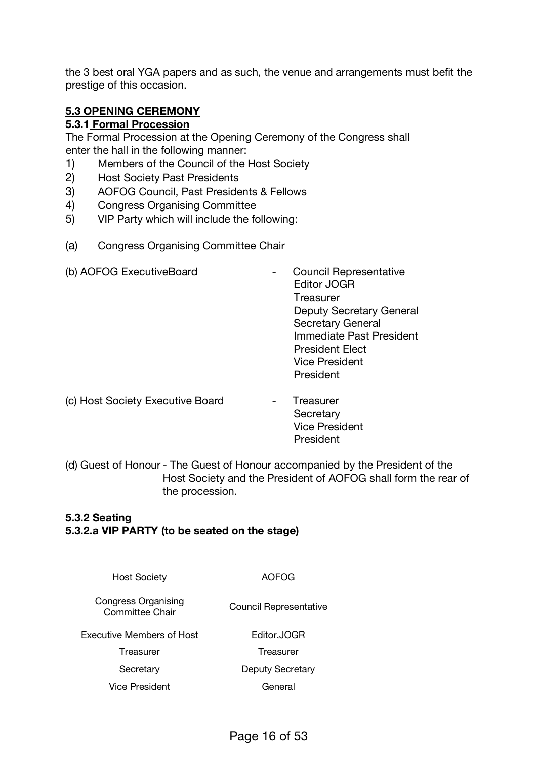the 3 best oral YGA papers and as such, the venue and arrangements must befit the prestige of this occasion.

## 5.3 OPENING CEREMONY

### 5.3.1 Formal Procession

The Formal Procession at the Opening Ceremony of the Congress shall enter the hall in the following manner:

1) Members of the Council of the Host Society
2) Host Society Past Presidents
3) AOFOG Council, Past Presidents & Fellows
4) Congress Organising Committee
5) VIP Party which will include the following:

(a) Congress Organising Committee Chair

(b) AOFOG ExecutiveBoard - Council Representative
Editor JOGR
Treasurer
Deputy Secretary General
Secretary General
Immediate Past President
President Elect
Vice President
President

(c) Host Society Executive Board - Treasurer
Secretary
Vice President
President

(d) Guest of Honour - The Guest of Honour accompanied by the President of the Host Society and the President of AOFOG shall form the rear of the procession.

### 5.3.2 Seating

#### 5.3.2.a VIP PARTY (to be seated on the stage)

| Host Society | AOFOG |
|---|---|
| Congress Organising Committee Chair | Council Representative |
| Executive Members of Host | Editor,JOGR |
| Treasurer | Treasurer |
| Secretary | Deputy Secretary |
| Vice President | General |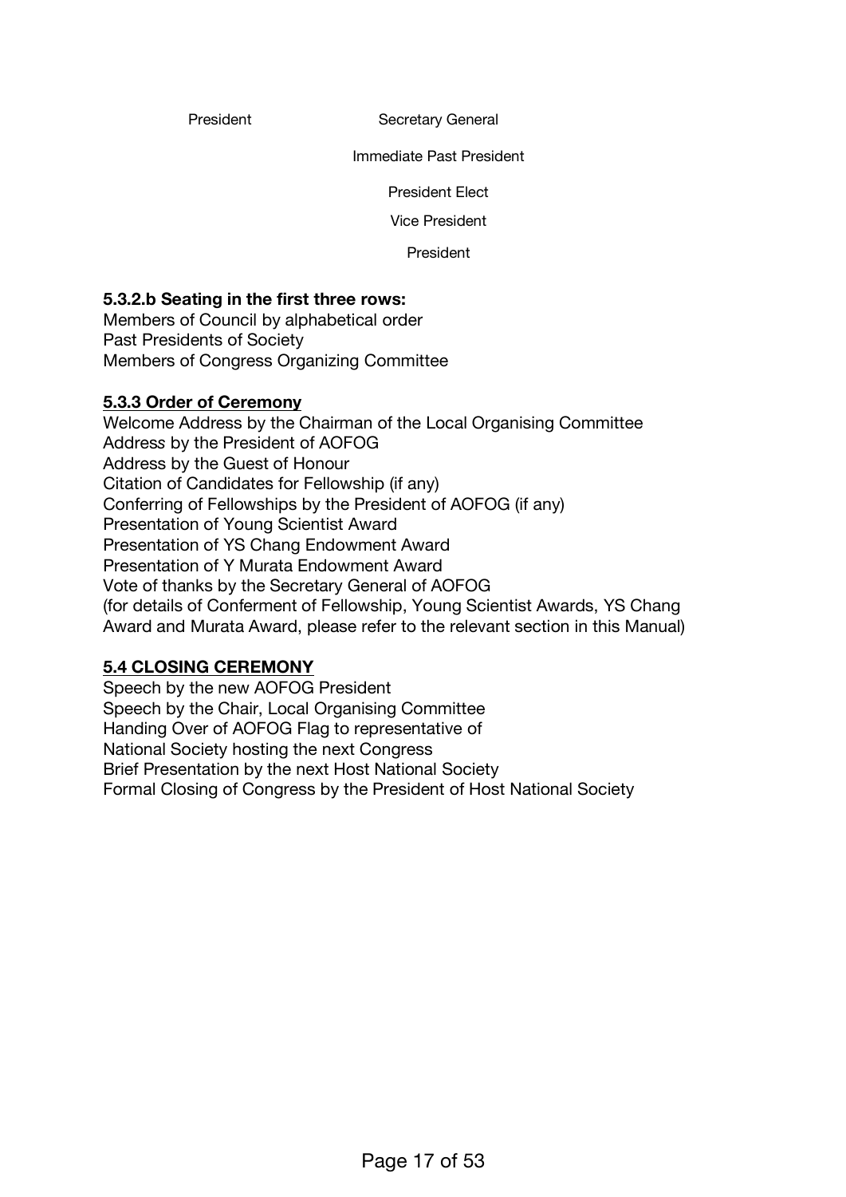President　　　　　　Secretary General

Immediate Past President

President Elect

Vice President

President

**5.3.2.b Seating in the first three rows:**

Members of Council by alphabetical order
Past Presidents of Society
Members of Congress Organizing Committee

**5.3.3 Order of Ceremony**

Welcome Address by the Chairman of the Local Organising Committee
Address by the President of AOFOG
Address by the Guest of Honour
Citation of Candidates for Fellowship (if any)
Conferring of Fellowships by the President of AOFOG (if any)
Presentation of Young Scientist Award
Presentation of YS Chang Endowment Award
Presentation of Y Murata Endowment Award
Vote of thanks by the Secretary General of AOFOG
(for details of Conferment of Fellowship, Young Scientist Awards, YS Chang Award and Murata Award, please refer to the relevant section in this Manual)

**5.4 CLOSING CEREMONY**

Speech by the new AOFOG President
Speech by the Chair, Local Organising Committee
Handing Over of AOFOG Flag to representative of
National Society hosting the next Congress
Brief Presentation by the next Host National Society
Formal Closing of Congress by the President of Host National Society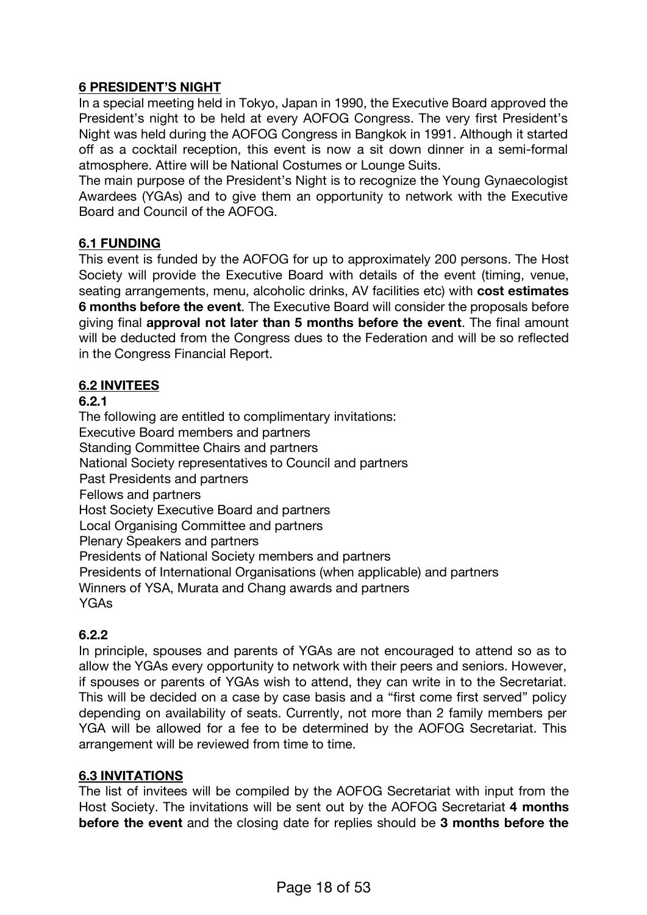## 6 PRESIDENT'S NIGHT

In a special meeting held in Tokyo, Japan in 1990, the Executive Board approved the President's night to be held at every AOFOG Congress. The very first President's Night was held during the AOFOG Congress in Bangkok in 1991. Although it started off as a cocktail reception, this event is now a sit down dinner in a semi-formal atmosphere. Attire will be National Costumes or Lounge Suits.

The main purpose of the President's Night is to recognize the Young Gynaecologist Awardees (YGAs) and to give them an opportunity to network with the Executive Board and Council of the AOFOG.

### 6.1 FUNDING

This event is funded by the AOFOG for up to approximately 200 persons. The Host Society will provide the Executive Board with details of the event (timing, venue, seating arrangements, menu, alcoholic drinks, AV facilities etc) with **cost estimates 6 months before the event**. The Executive Board will consider the proposals before giving final **approval not later than 5 months before the event**. The final amount will be deducted from the Congress dues to the Federation and will be so reflected in the Congress Financial Report.

### 6.2 INVITEES

#### 6.2.1

The following are entitled to complimentary invitations:

Executive Board members and partners
Standing Committee Chairs and partners
National Society representatives to Council and partners
Past Presidents and partners
Fellows and partners
Host Society Executive Board and partners
Local Organising Committee and partners
Plenary Speakers and partners
Presidents of National Society members and partners
Presidents of International Organisations (when applicable) and partners
Winners of YSA, Murata and Chang awards and partners
YGAs

#### 6.2.2

In principle, spouses and parents of YGAs are not encouraged to attend so as to allow the YGAs every opportunity to network with their peers and seniors. However, if spouses or parents of YGAs wish to attend, they can write in to the Secretariat. This will be decided on a case by case basis and a "first come first served" policy depending on availability of seats. Currently, not more than 2 family members per YGA will be allowed for a fee to be determined by the AOFOG Secretariat. This arrangement will be reviewed from time to time.

### 6.3 INVITATIONS

The list of invitees will be compiled by the AOFOG Secretariat with input from the Host Society. The invitations will be sent out by the AOFOG Secretariat **4 months before the event** and the closing date for replies should be **3 months before the**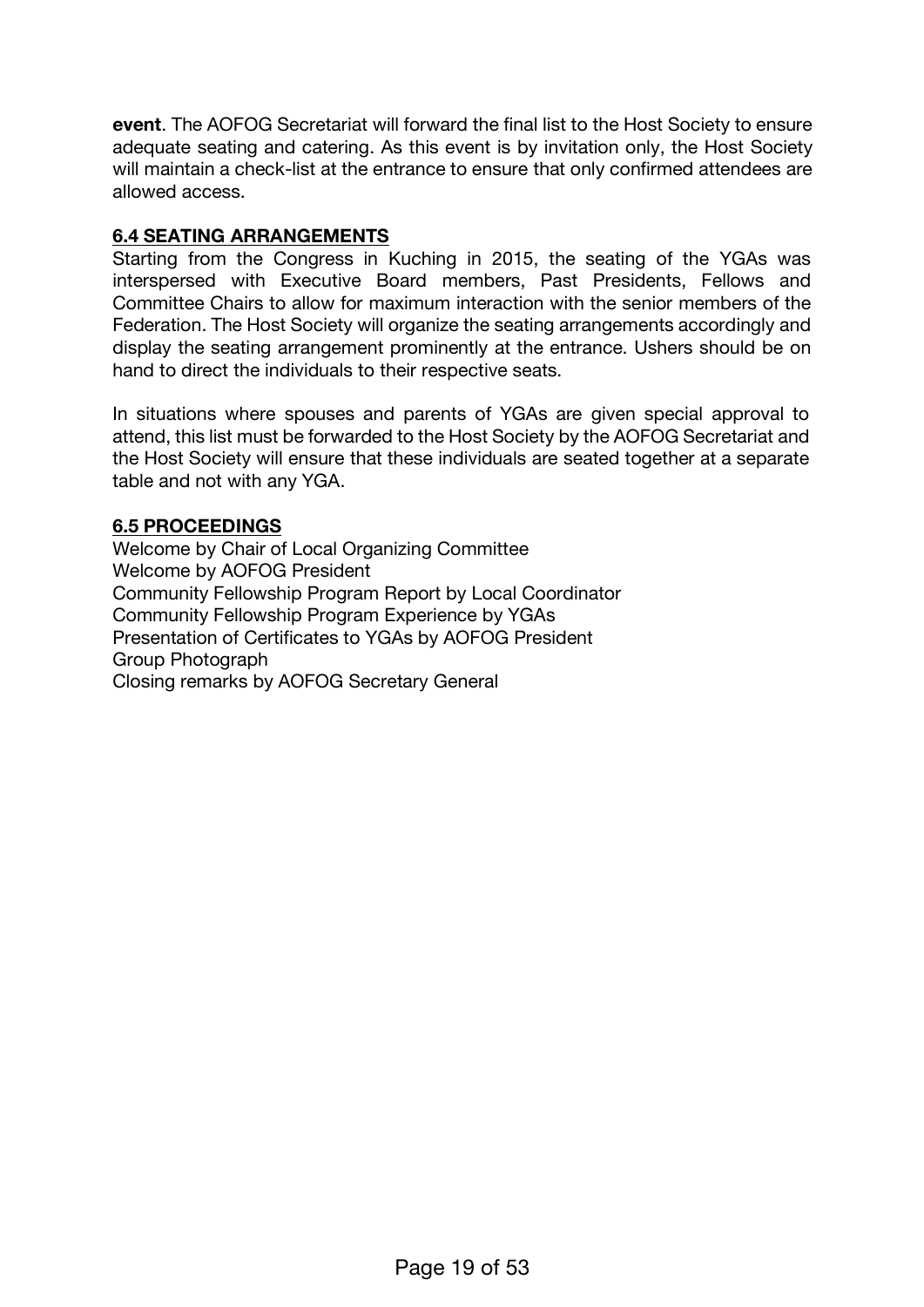**event**. The AOFOG Secretariat will forward the final list to the Host Society to ensure adequate seating and catering. As this event is by invitation only, the Host Society will maintain a check-list at the entrance to ensure that only confirmed attendees are allowed access.

## 6.4 SEATING ARRANGEMENTS

Starting from the Congress in Kuching in 2015, the seating of the YGAs was interspersed with Executive Board members, Past Presidents, Fellows and Committee Chairs to allow for maximum interaction with the senior members of the Federation. The Host Society will organize the seating arrangements accordingly and display the seating arrangement prominently at the entrance. Ushers should be on hand to direct the individuals to their respective seats.

In situations where spouses and parents of YGAs are given special approval to attend, this list must be forwarded to the Host Society by the AOFOG Secretariat and the Host Society will ensure that these individuals are seated together at a separate table and not with any YGA.

## 6.5 PROCEEDINGS

Welcome by Chair of Local Organizing Committee
Welcome by AOFOG President
Community Fellowship Program Report by Local Coordinator
Community Fellowship Program Experience by YGAs
Presentation of Certificates to YGAs by AOFOG President
Group Photograph
Closing remarks by AOFOG Secretary General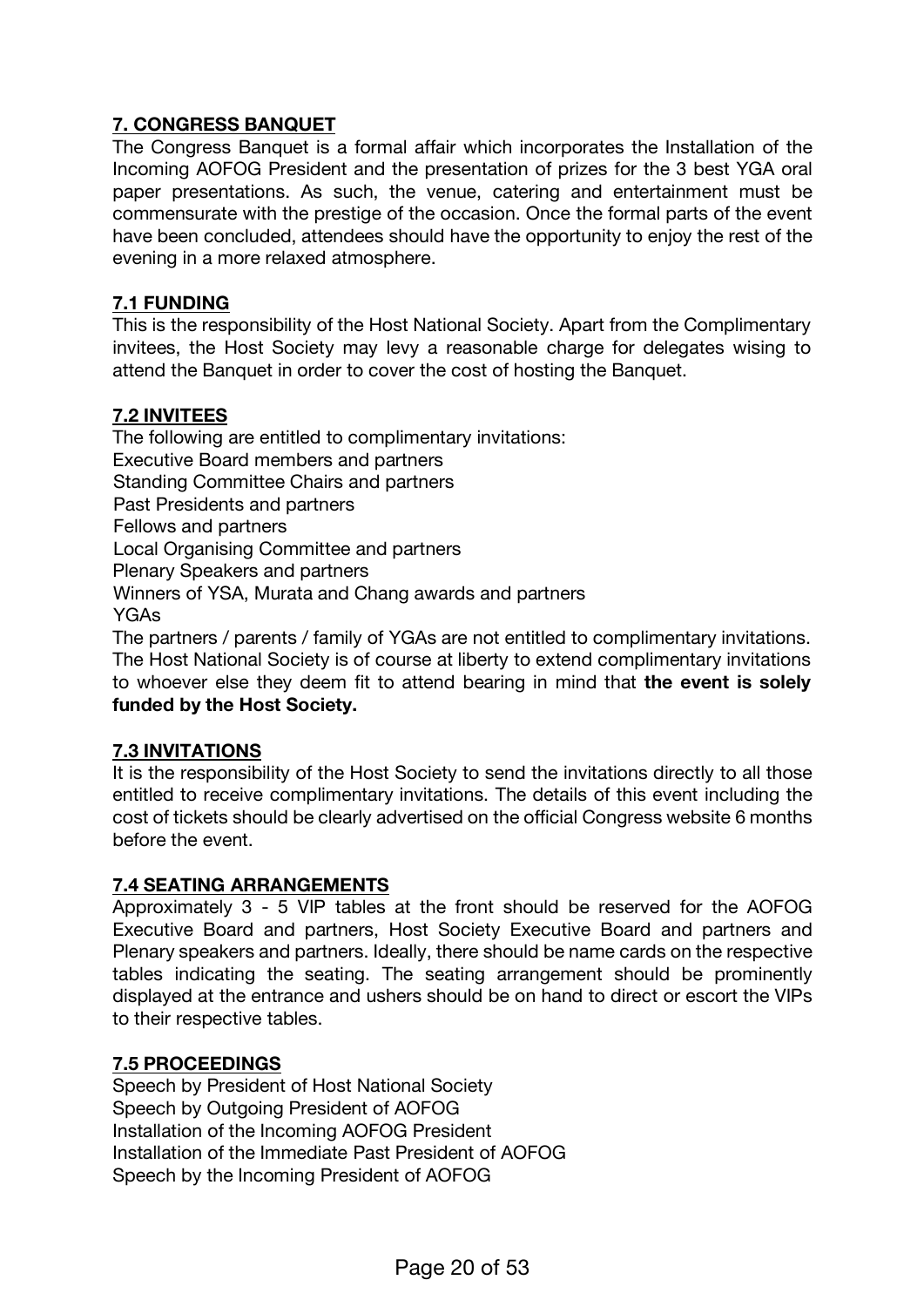## 7. CONGRESS BANQUET

The Congress Banquet is a formal affair which incorporates the Installation of the Incoming AOFOG President and the presentation of prizes for the 3 best YGA oral paper presentations. As such, the venue, catering and entertainment must be commensurate with the prestige of the occasion. Once the formal parts of the event have been concluded, attendees should have the opportunity to enjoy the rest of the evening in a more relaxed atmosphere.

### 7.1 FUNDING

This is the responsibility of the Host National Society. Apart from the Complimentary invitees, the Host Society may levy a reasonable charge for delegates wising to attend the Banquet in order to cover the cost of hosting the Banquet.

### 7.2 INVITEES

The following are entitled to complimentary invitations:

Executive Board members and partners
Standing Committee Chairs and partners
Past Presidents and partners
Fellows and partners
Local Organising Committee and partners
Plenary Speakers and partners
Winners of YSA, Murata and Chang awards and partners
YGAs

The partners / parents / family of YGAs are not entitled to complimentary invitations. The Host National Society is of course at liberty to extend complimentary invitations to whoever else they deem fit to attend bearing in mind that **the event is solely funded by the Host Society.**

### 7.3 INVITATIONS

It is the responsibility of the Host Society to send the invitations directly to all those entitled to receive complimentary invitations. The details of this event including the cost of tickets should be clearly advertised on the official Congress website 6 months before the event.

### 7.4 SEATING ARRANGEMENTS

Approximately 3 - 5 VIP tables at the front should be reserved for the AOFOG Executive Board and partners, Host Society Executive Board and partners and Plenary speakers and partners. Ideally, there should be name cards on the respective tables indicating the seating. The seating arrangement should be prominently displayed at the entrance and ushers should be on hand to direct or escort the VIPs to their respective tables.

### 7.5 PROCEEDINGS

Speech by President of Host National Society
Speech by Outgoing President of AOFOG
Installation of the Incoming AOFOG President
Installation of the Immediate Past President of AOFOG
Speech by the Incoming President of AOFOG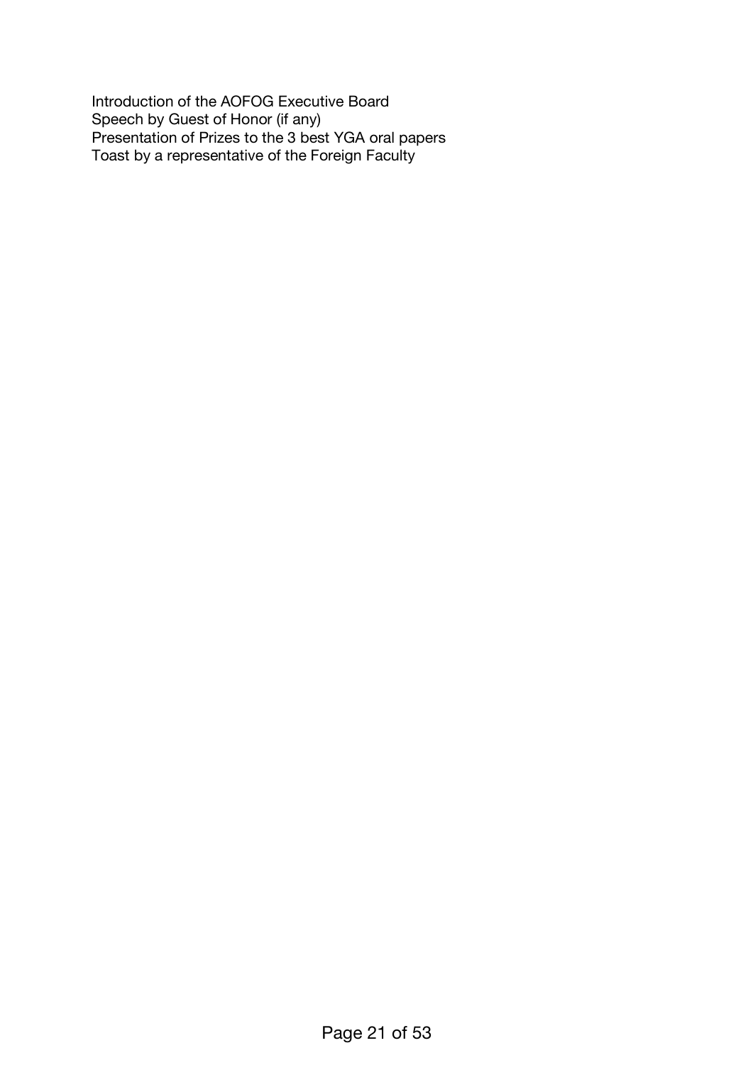Introduction of the AOFOG Executive Board
Speech by Guest of Honor (if any)
Presentation of Prizes to the 3 best YGA oral papers
Toast by a representative of the Foreign Faculty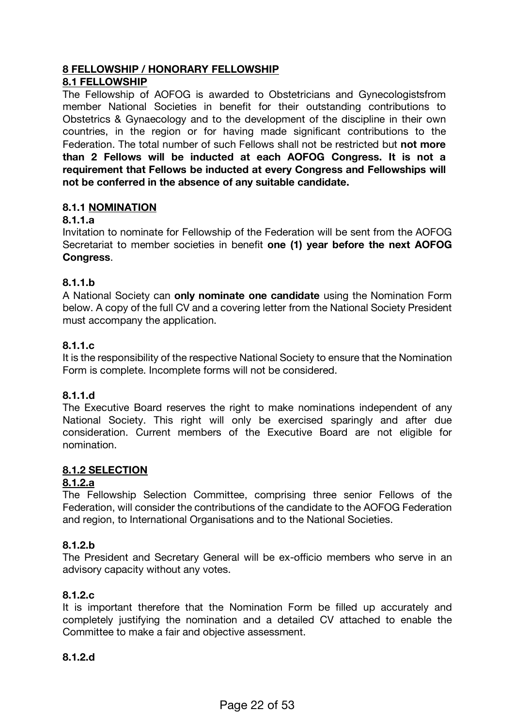## 8 FELLOWSHIP / HONORARY FELLOWSHIP

### 8.1 FELLOWSHIP

The Fellowship of AOFOG is awarded to Obstetricians and Gynecologistsfrom member National Societies in benefit for their outstanding contributions to Obstetrics & Gynaecology and to the development of the discipline in their own countries, in the region or for having made significant contributions to the Federation. The total number of such Fellows shall not be restricted but **not more than 2 Fellows will be inducted at each AOFOG Congress. It is not a requirement that Fellows be inducted at every Congress and Fellowships will not be conferred in the absence of any suitable candidate.**

#### 8.1.1 NOMINATION

**8.1.1.a**

Invitation to nominate for Fellowship of the Federation will be sent from the AOFOG Secretariat to member societies in benefit **one (1) year before the next AOFOG Congress**.

**8.1.1.b**

A National Society can **only nominate one candidate** using the Nomination Form below. A copy of the full CV and a covering letter from the National Society President must accompany the application.

**8.1.1.c**

It is the responsibility of the respective National Society to ensure that the Nomination Form is complete. Incomplete forms will not be considered.

**8.1.1.d**

The Executive Board reserves the right to make nominations independent of any National Society. This right will only be exercised sparingly and after due consideration. Current members of the Executive Board are not eligible for nomination.

#### 8.1.2 SELECTION

**8.1.2.a**

The Fellowship Selection Committee, comprising three senior Fellows of the Federation, will consider the contributions of the candidate to the AOFOG Federation and region, to International Organisations and to the National Societies.

**8.1.2.b**

The President and Secretary General will be ex-officio members who serve in an advisory capacity without any votes.

**8.1.2.c**

It is important therefore that the Nomination Form be filled up accurately and completely justifying the nomination and a detailed CV attached to enable the Committee to make a fair and objective assessment.

**8.1.2.d**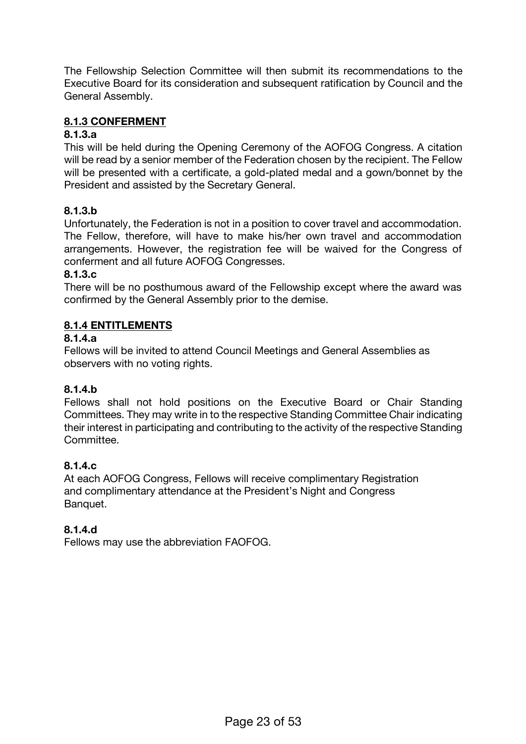The Fellowship Selection Committee will then submit its recommendations to the Executive Board for its consideration and subsequent ratification by Council and the General Assembly.

### 8.1.3 CONFERMENT

#### 8.1.3.a

This will be held during the Opening Ceremony of the AOFOG Congress. A citation will be read by a senior member of the Federation chosen by the recipient. The Fellow will be presented with a certificate, a gold-plated medal and a gown/bonnet by the President and assisted by the Secretary General.

#### 8.1.3.b

Unfortunately, the Federation is not in a position to cover travel and accommodation. The Fellow, therefore, will have to make his/her own travel and accommodation arrangements. However, the registration fee will be waived for the Congress of conferment and all future AOFOG Congresses.

#### 8.1.3.c

There will be no posthumous award of the Fellowship except where the award was confirmed by the General Assembly prior to the demise.

### 8.1.4 ENTITLEMENTS

#### 8.1.4.a

Fellows will be invited to attend Council Meetings and General Assemblies as observers with no voting rights.

#### 8.1.4.b

Fellows shall not hold positions on the Executive Board or Chair Standing Committees. They may write in to the respective Standing Committee Chair indicating their interest in participating and contributing to the activity of the respective Standing Committee.

#### 8.1.4.c

At each AOFOG Congress, Fellows will receive complimentary Registration and complimentary attendance at the President's Night and Congress Banquet.

#### 8.1.4.d

Fellows may use the abbreviation FAOFOG.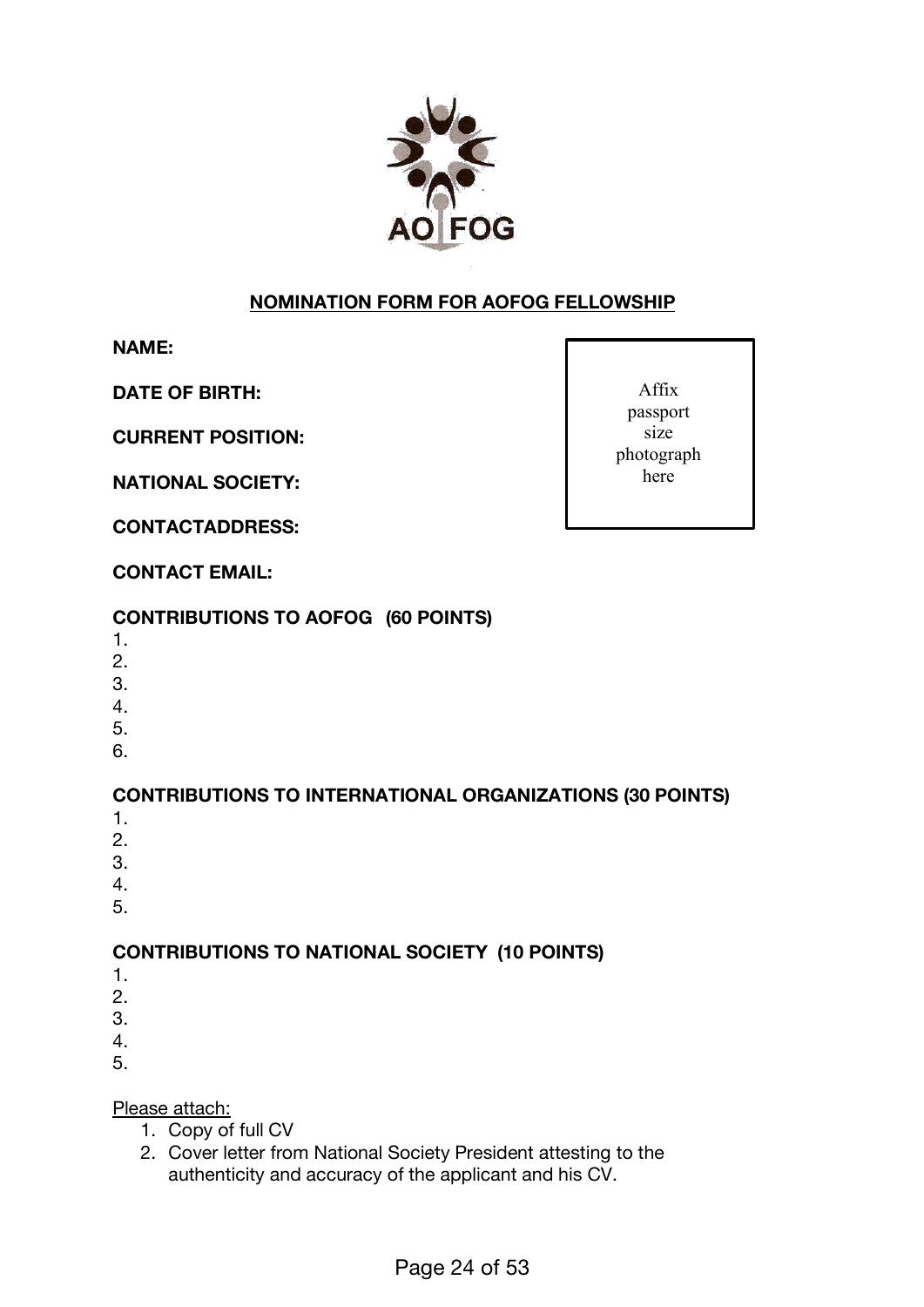AO FOG

## NOMINATION FORM FOR AOFOG FELLOWSHIP

**NAME:**

**DATE OF BIRTH:**

**CURRENT POSITION:**

**NATIONAL SOCIETY:**

**CONTACTADDRESS:**

**CONTACT EMAIL:**

Affix passport size photograph here

**CONTRIBUTIONS TO AOFOG (60 POINTS)**

1.
2.
3.
4.
5.
6.

**CONTRIBUTIONS TO INTERNATIONAL ORGANIZATIONS (30 POINTS)**

1.
2.
3.
4.
5.

**CONTRIBUTIONS TO NATIONAL SOCIETY (10 POINTS)**

1.
2.
3.
4.
5.

Please attach:

1. Copy of full CV
2. Cover letter from National Society President attesting to the authenticity and accuracy of the applicant and his CV.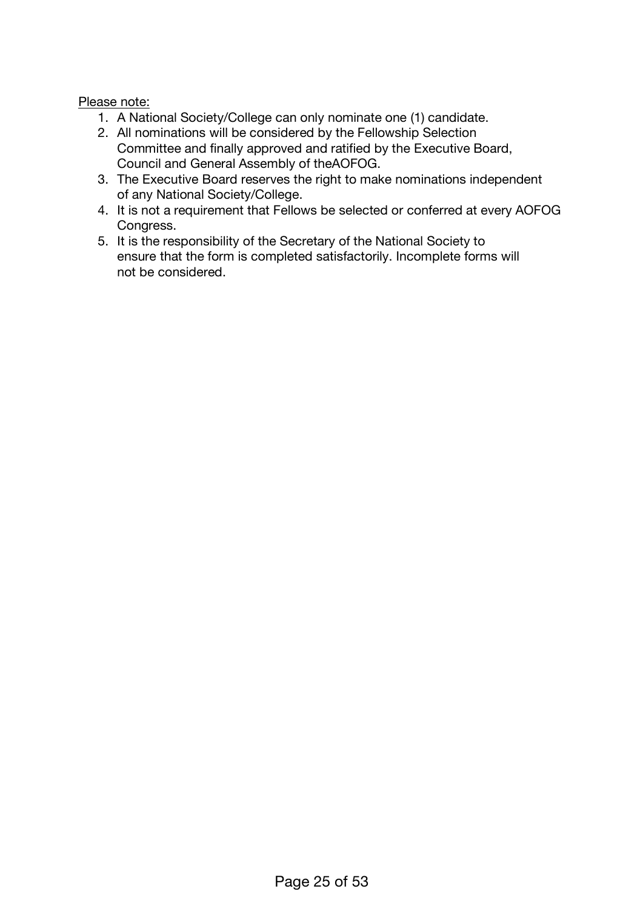<u>Please note:</u>

1. A National Society/College can only nominate one (1) candidate.
2. All nominations will be considered by the Fellowship Selection Committee and finally approved and ratified by the Executive Board, Council and General Assembly of theAOFOG.
3. The Executive Board reserves the right to make nominations independent of any National Society/College.
4. It is not a requirement that Fellows be selected or conferred at every AOFOG Congress.
5. It is the responsibility of the Secretary of the National Society to ensure that the form is completed satisfactorily. Incomplete forms will not be considered.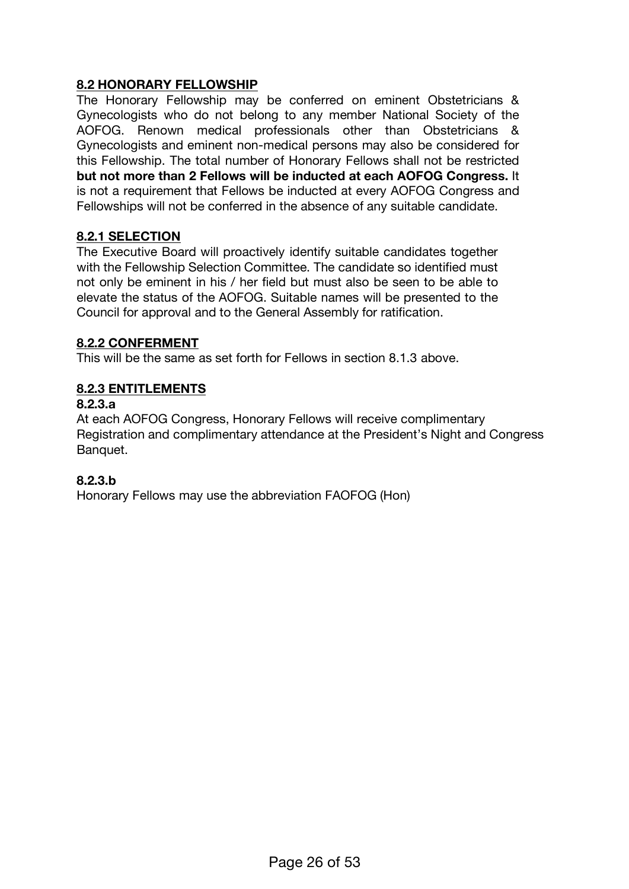## 8.2 HONORARY FELLOWSHIP

The Honorary Fellowship may be conferred on eminent Obstetricians & Gynecologists who do not belong to any member National Society of the AOFOG. Renown medical professionals other than Obstetricians & Gynecologists and eminent non-medical persons may also be considered for this Fellowship. The total number of Honorary Fellows shall not be restricted **but not more than 2 Fellows will be inducted at each AOFOG Congress.** It is not a requirement that Fellows be inducted at every AOFOG Congress and Fellowships will not be conferred in the absence of any suitable candidate.

### 8.2.1 SELECTION

The Executive Board will proactively identify suitable candidates together with the Fellowship Selection Committee. The candidate so identified must not only be eminent in his / her field but must also be seen to be able to elevate the status of the AOFOG. Suitable names will be presented to the Council for approval and to the General Assembly for ratification.

### 8.2.2 CONFERMENT

This will be the same as set forth for Fellows in section 8.1.3 above.

### 8.2.3 ENTITLEMENTS

**8.2.3.a**

At each AOFOG Congress, Honorary Fellows will receive complimentary Registration and complimentary attendance at the President's Night and Congress Banquet.

**8.2.3.b**

Honorary Fellows may use the abbreviation FAOFOG (Hon)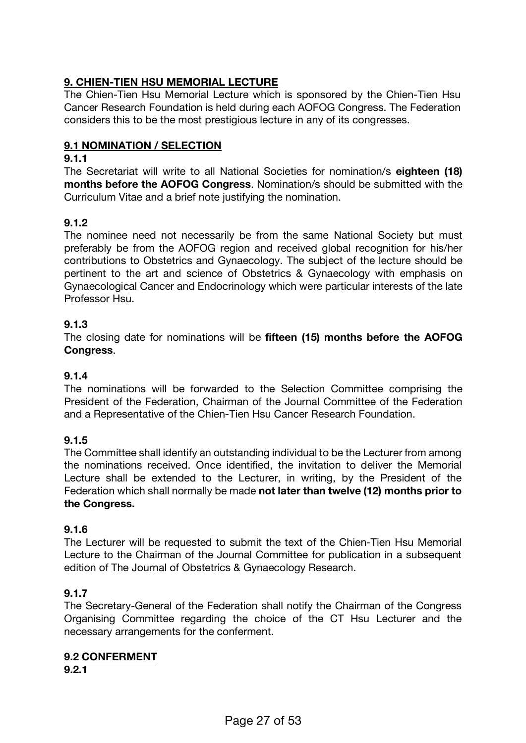## 9. CHIEN-TIEN HSU MEMORIAL LECTURE

The Chien-Tien Hsu Memorial Lecture which is sponsored by the Chien-Tien Hsu Cancer Research Foundation is held during each AOFOG Congress. The Federation considers this to be the most prestigious lecture in any of its congresses.

### 9.1 NOMINATION / SELECTION

**9.1.1**

The Secretariat will write to all National Societies for nomination/s **eighteen (18) months before the AOFOG Congress**. Nomination/s should be submitted with the Curriculum Vitae and a brief note justifying the nomination.

**9.1.2**

The nominee need not necessarily be from the same National Society but must preferably be from the AOFOG region and received global recognition for his/her contributions to Obstetrics and Gynaecology. The subject of the lecture should be pertinent to the art and science of Obstetrics & Gynaecology with emphasis on Gynaecological Cancer and Endocrinology which were particular interests of the late Professor Hsu.

**9.1.3**

The closing date for nominations will be **fifteen (15) months before the AOFOG Congress**.

**9.1.4**

The nominations will be forwarded to the Selection Committee comprising the President of the Federation, Chairman of the Journal Committee of the Federation and a Representative of the Chien-Tien Hsu Cancer Research Foundation.

**9.1.5**

The Committee shall identify an outstanding individual to be the Lecturer from among the nominations received. Once identified, the invitation to deliver the Memorial Lecture shall be extended to the Lecturer, in writing, by the President of the Federation which shall normally be made **not later than twelve (12) months prior to the Congress.**

**9.1.6**

The Lecturer will be requested to submit the text of the Chien-Tien Hsu Memorial Lecture to the Chairman of the Journal Committee for publication in a subsequent edition of The Journal of Obstetrics & Gynaecology Research.

**9.1.7**

The Secretary-General of the Federation shall notify the Chairman of the Congress Organising Committee regarding the choice of the CT Hsu Lecturer and the necessary arrangements for the conferment.

### 9.2 CONFERMENT

**9.2.1**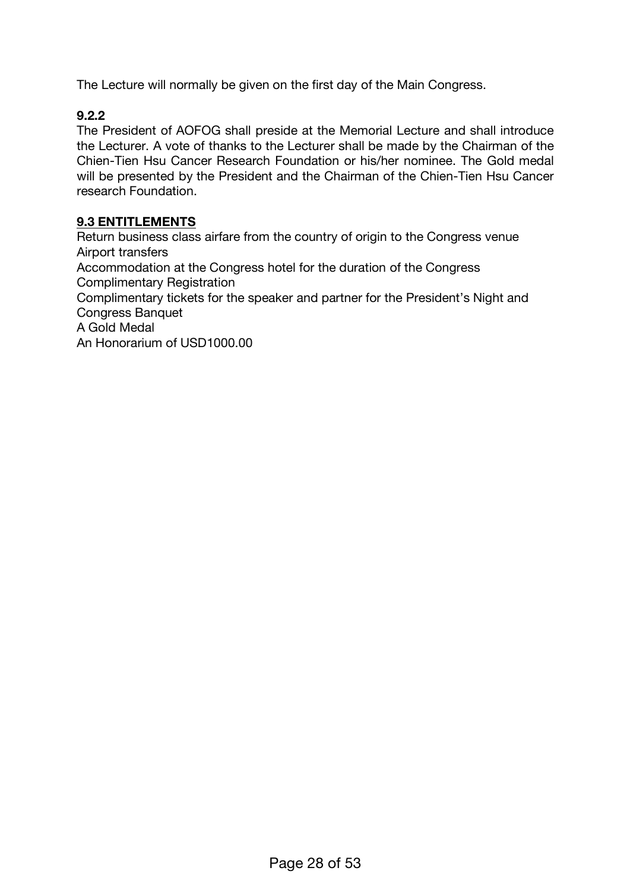The Lecture will normally be given on the first day of the Main Congress.

**9.2.2**

The President of AOFOG shall preside at the Memorial Lecture and shall introduce the Lecturer. A vote of thanks to the Lecturer shall be made by the Chairman of the Chien-Tien Hsu Cancer Research Foundation or his/her nominee. The Gold medal will be presented by the President and the Chairman of the Chien-Tien Hsu Cancer research Foundation.

**9.3 ENTITLEMENTS**

Return business class airfare from the country of origin to the Congress venue
Airport transfers
Accommodation at the Congress hotel for the duration of the Congress
Complimentary Registration
Complimentary tickets for the speaker and partner for the President's Night and Congress Banquet
A Gold Medal
An Honorarium of USD1000.00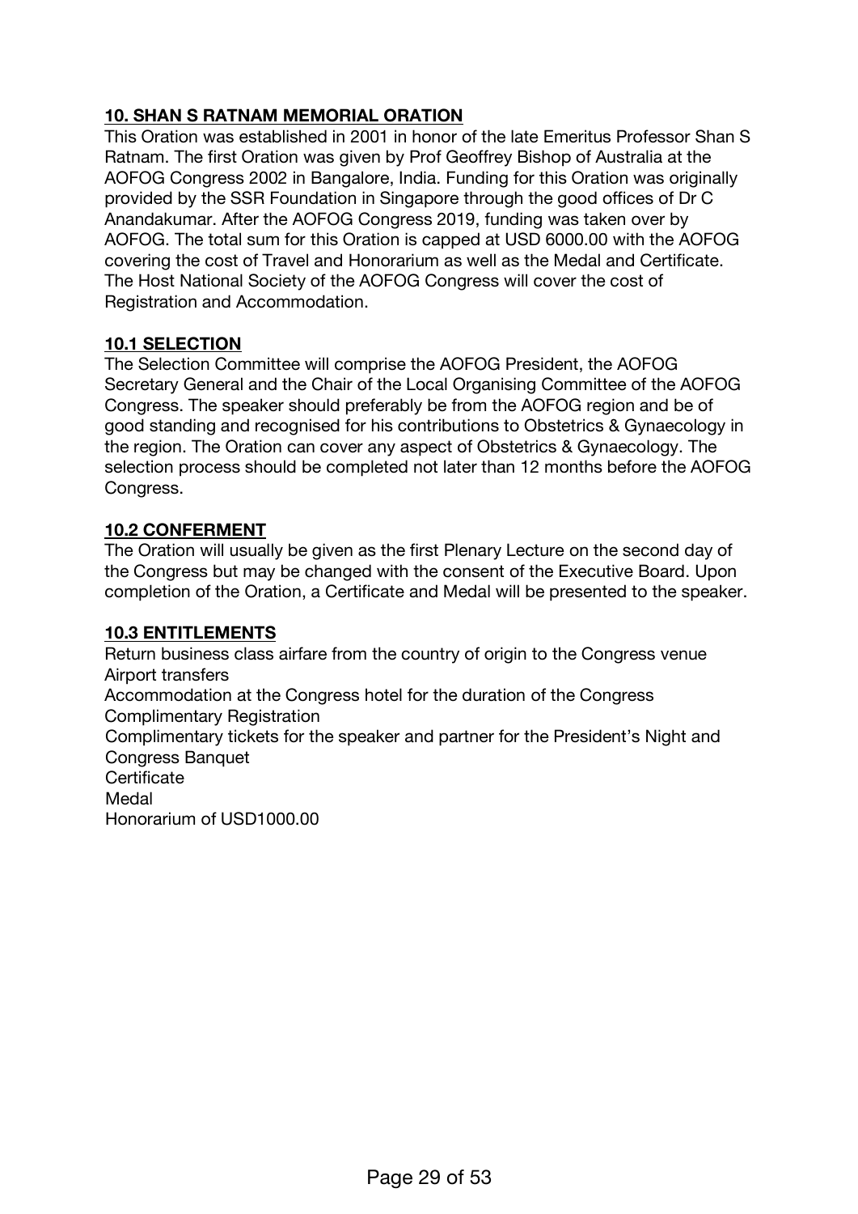## 10. SHAN S RATNAM MEMORIAL ORATION

This Oration was established in 2001 in honor of the late Emeritus Professor Shan S Ratnam. The first Oration was given by Prof Geoffrey Bishop of Australia at the AOFOG Congress 2002 in Bangalore, India. Funding for this Oration was originally provided by the SSR Foundation in Singapore through the good offices of Dr C Anandakumar. After the AOFOG Congress 2019, funding was taken over by AOFOG. The total sum for this Oration is capped at USD 6000.00 with the AOFOG covering the cost of Travel and Honorarium as well as the Medal and Certificate. The Host National Society of the AOFOG Congress will cover the cost of Registration and Accommodation.

### 10.1 SELECTION

The Selection Committee will comprise the AOFOG President, the AOFOG Secretary General and the Chair of the Local Organising Committee of the AOFOG Congress. The speaker should preferably be from the AOFOG region and be of good standing and recognised for his contributions to Obstetrics & Gynaecology in the region. The Oration can cover any aspect of Obstetrics & Gynaecology. The selection process should be completed not later than 12 months before the AOFOG Congress.

### 10.2 CONFERMENT

The Oration will usually be given as the first Plenary Lecture on the second day of the Congress but may be changed with the consent of the Executive Board. Upon completion of the Oration, a Certificate and Medal will be presented to the speaker.

### 10.3 ENTITLEMENTS

Return business class airfare from the country of origin to the Congress venue
Airport transfers
Accommodation at the Congress hotel for the duration of the Congress
Complimentary Registration
Complimentary tickets for the speaker and partner for the President's Night and Congress Banquet
Certificate
Medal
Honorarium of USD1000.00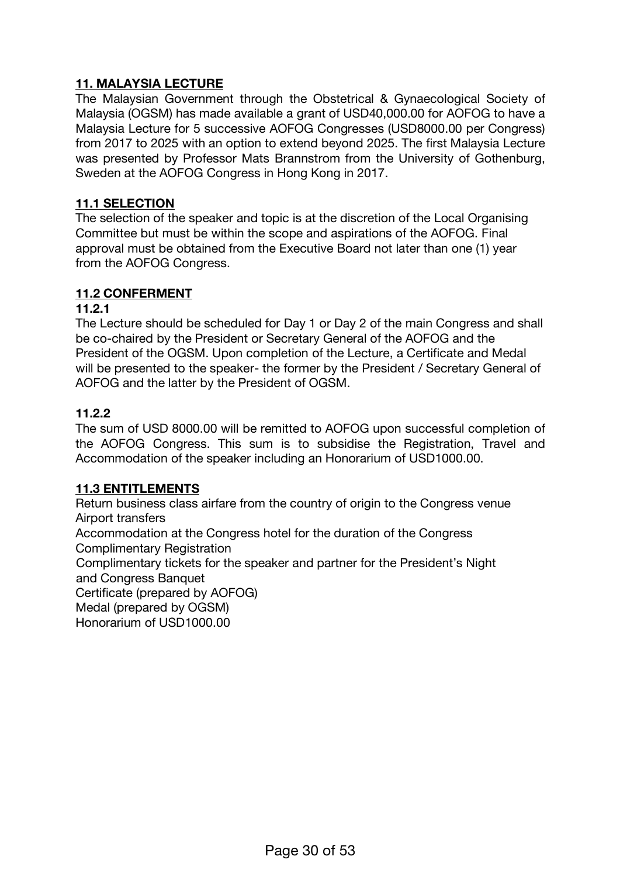## 11. MALAYSIA LECTURE

The Malaysian Government through the Obstetrical & Gynaecological Society of Malaysia (OGSM) has made available a grant of USD40,000.00 for AOFOG to have a Malaysia Lecture for 5 successive AOFOG Congresses (USD8000.00 per Congress) from 2017 to 2025 with an option to extend beyond 2025. The first Malaysia Lecture was presented by Professor Mats Brannstrom from the University of Gothenburg, Sweden at the AOFOG Congress in Hong Kong in 2017.

### 11.1 SELECTION

The selection of the speaker and topic is at the discretion of the Local Organising Committee but must be within the scope and aspirations of the AOFOG. Final approval must be obtained from the Executive Board not later than one (1) year from the AOFOG Congress.

### 11.2 CONFERMENT

#### 11.2.1

The Lecture should be scheduled for Day 1 or Day 2 of the main Congress and shall be co-chaired by the President or Secretary General of the AOFOG and the President of the OGSM. Upon completion of the Lecture, a Certificate and Medal will be presented to the speaker- the former by the President / Secretary General of AOFOG and the latter by the President of OGSM.

#### 11.2.2

The sum of USD 8000.00 will be remitted to AOFOG upon successful completion of the AOFOG Congress. This sum is to subsidise the Registration, Travel and Accommodation of the speaker including an Honorarium of USD1000.00.

### 11.3 ENTITLEMENTS

Return business class airfare from the country of origin to the Congress venue
Airport transfers
Accommodation at the Congress hotel for the duration of the Congress
Complimentary Registration
Complimentary tickets for the speaker and partner for the President's Night and Congress Banquet
Certificate (prepared by AOFOG)
Medal (prepared by OGSM)
Honorarium of USD1000.00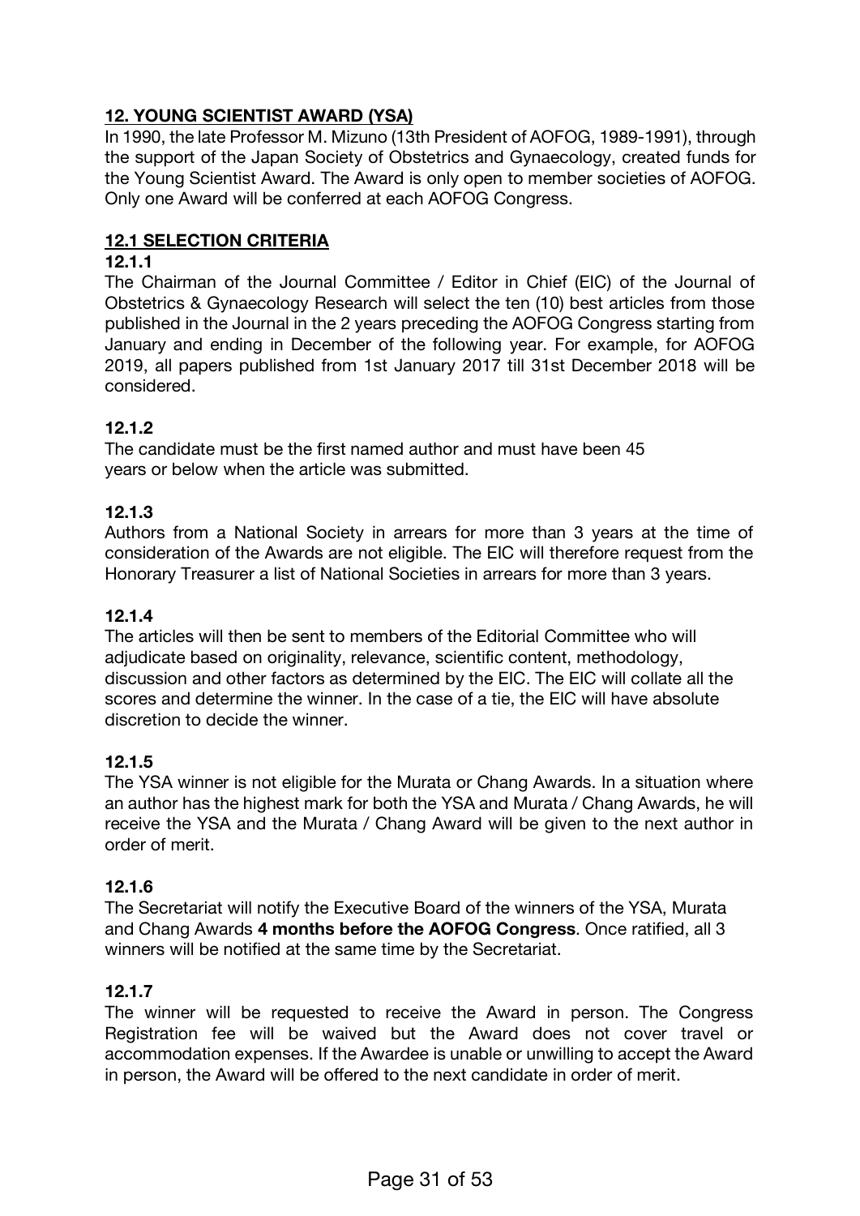## 12. YOUNG SCIENTIST AWARD (YSA)

In 1990, the late Professor M. Mizuno (13th President of AOFOG, 1989-1991), through the support of the Japan Society of Obstetrics and Gynaecology, created funds for the Young Scientist Award. The Award is only open to member societies of AOFOG. Only one Award will be conferred at each AOFOG Congress.

### 12.1 SELECTION CRITERIA

#### 12.1.1

The Chairman of the Journal Committee / Editor in Chief (EIC) of the Journal of Obstetrics & Gynaecology Research will select the ten (10) best articles from those published in the Journal in the 2 years preceding the AOFOG Congress starting from January and ending in December of the following year. For example, for AOFOG 2019, all papers published from 1st January 2017 till 31st December 2018 will be considered.

#### 12.1.2

The candidate must be the first named author and must have been 45 years or below when the article was submitted.

#### 12.1.3

Authors from a National Society in arrears for more than 3 years at the time of consideration of the Awards are not eligible. The EIC will therefore request from the Honorary Treasurer a list of National Societies in arrears for more than 3 years.

#### 12.1.4

The articles will then be sent to members of the Editorial Committee who will adjudicate based on originality, relevance, scientific content, methodology, discussion and other factors as determined by the EIC. The EIC will collate all the scores and determine the winner. In the case of a tie, the EIC will have absolute discretion to decide the winner.

#### 12.1.5

The YSA winner is not eligible for the Murata or Chang Awards. In a situation where an author has the highest mark for both the YSA and Murata / Chang Awards, he will receive the YSA and the Murata / Chang Award will be given to the next author in order of merit.

#### 12.1.6

The Secretariat will notify the Executive Board of the winners of the YSA, Murata and Chang Awards **4 months before the AOFOG Congress**. Once ratified, all 3 winners will be notified at the same time by the Secretariat.

#### 12.1.7

The winner will be requested to receive the Award in person. The Congress Registration fee will be waived but the Award does not cover travel or accommodation expenses. If the Awardee is unable or unwilling to accept the Award in person, the Award will be offered to the next candidate in order of merit.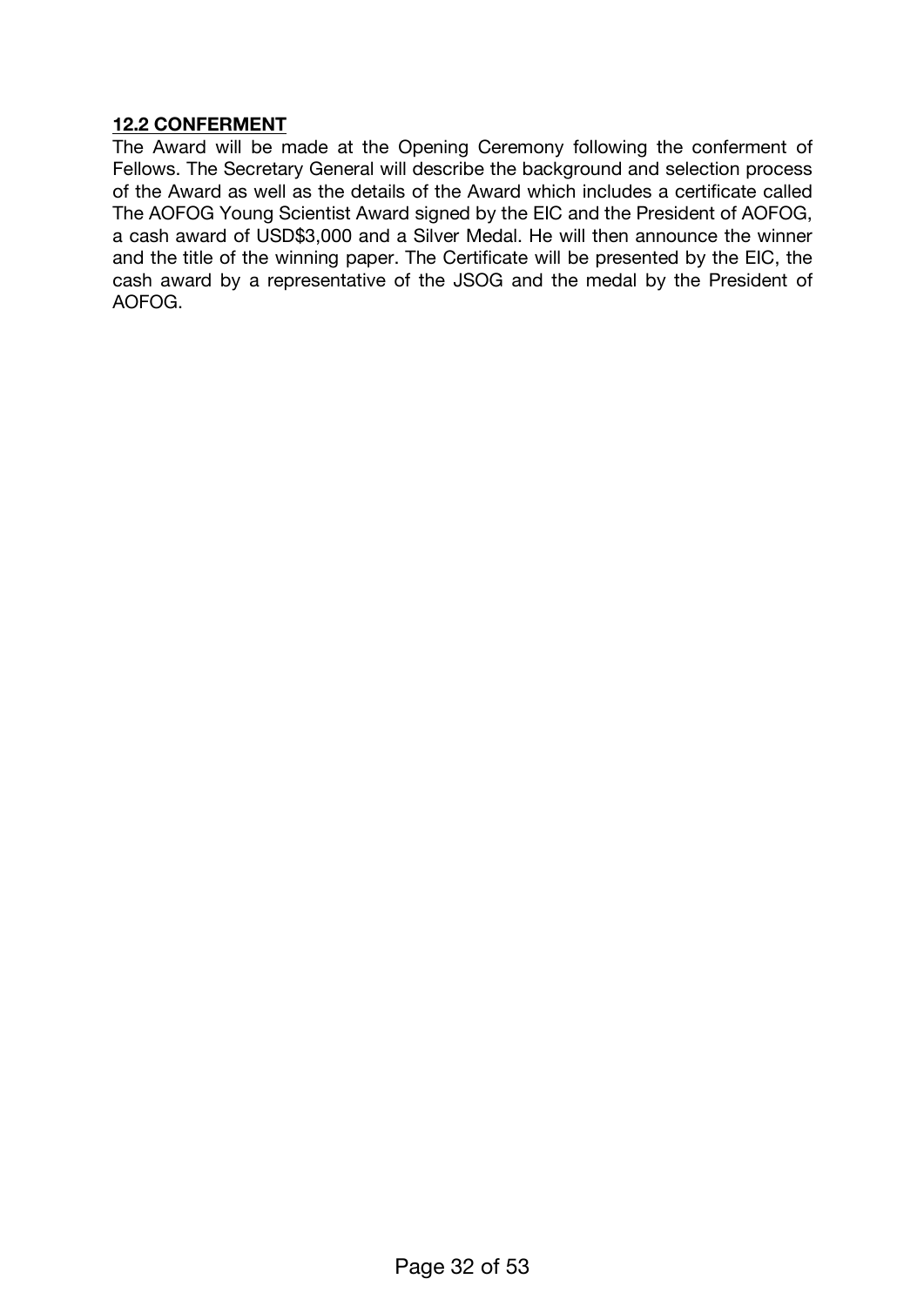## 12.2 CONFERMENT

The Award will be made at the Opening Ceremony following the conferment of Fellows. The Secretary General will describe the background and selection process of the Award as well as the details of the Award which includes a certificate called The AOFOG Young Scientist Award signed by the EIC and the President of AOFOG, a cash award of USD$3,000 and a Silver Medal. He will then announce the winner and the title of the winning paper. The Certificate will be presented by the EIC, the cash award by a representative of the JSOG and the medal by the President of AOFOG.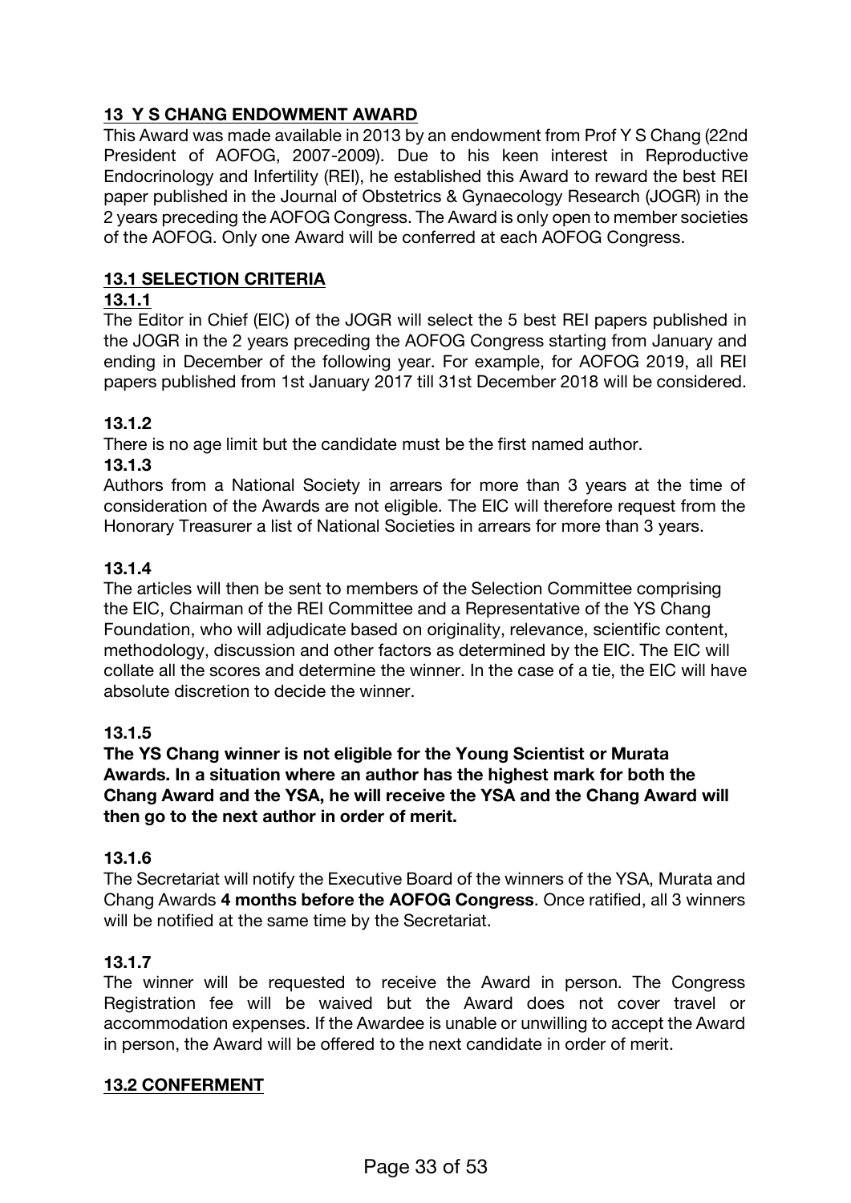## 13 Y S CHANG ENDOWMENT AWARD

This Award was made available in 2013 by an endowment from Prof Y S Chang (22nd President of AOFOG, 2007-2009). Due to his keen interest in Reproductive Endocrinology and Infertility (REI), he established this Award to reward the best REI paper published in the Journal of Obstetrics & Gynaecology Research (JOGR) in the 2 years preceding the AOFOG Congress. The Award is only open to member societies of the AOFOG. Only one Award will be conferred at each AOFOG Congress.

### 13.1 SELECTION CRITERIA

#### 13.1.1

The Editor in Chief (EIC) of the JOGR will select the 5 best REI papers published in the JOGR in the 2 years preceding the AOFOG Congress starting from January and ending in December of the following year. For example, for AOFOG 2019, all REI papers published from 1st January 2017 till 31st December 2018 will be considered.

#### 13.1.2

There is no age limit but the candidate must be the first named author.

#### 13.1.3

Authors from a National Society in arrears for more than 3 years at the time of consideration of the Awards are not eligible. The EIC will therefore request from the Honorary Treasurer a list of National Societies in arrears for more than 3 years.

#### 13.1.4

The articles will then be sent to members of the Selection Committee comprising the EIC, Chairman of the REI Committee and a Representative of the YS Chang Foundation, who will adjudicate based on originality, relevance, scientific content, methodology, discussion and other factors as determined by the EIC. The EIC will collate all the scores and determine the winner. In the case of a tie, the EIC will have absolute discretion to decide the winner.

#### 13.1.5

**The YS Chang winner is not eligible for the Young Scientist or Murata Awards. In a situation where an author has the highest mark for both the Chang Award and the YSA, he will receive the YSA and the Chang Award will then go to the next author in order of merit.**

#### 13.1.6

The Secretariat will notify the Executive Board of the winners of the YSA, Murata and Chang Awards **4 months before the AOFOG Congress**. Once ratified, all 3 winners will be notified at the same time by the Secretariat.

#### 13.1.7

The winner will be requested to receive the Award in person. The Congress Registration fee will be waived but the Award does not cover travel or accommodation expenses. If the Awardee is unable or unwilling to accept the Award in person, the Award will be offered to the next candidate in order of merit.

### 13.2 CONFERMENT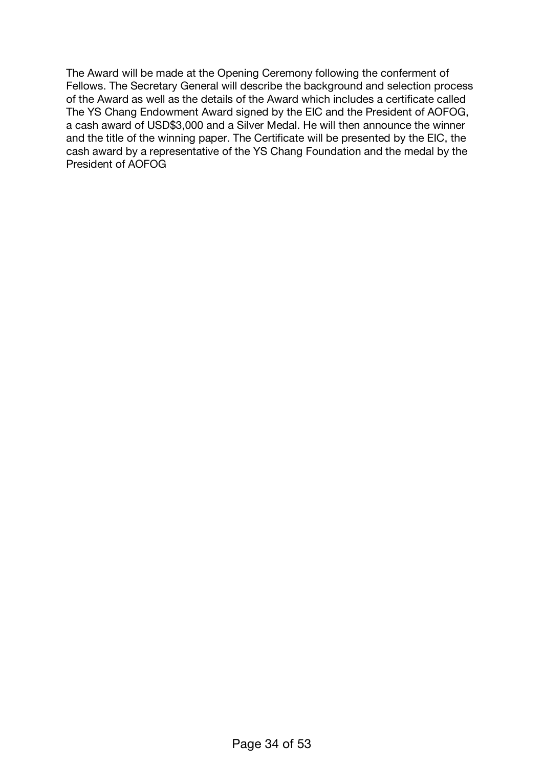The Award will be made at the Opening Ceremony following the conferment of Fellows. The Secretary General will describe the background and selection process of the Award as well as the details of the Award which includes a certificate called The YS Chang Endowment Award signed by the EIC and the President of AOFOG, a cash award of USD$3,000 and a Silver Medal. He will then announce the winner and the title of the winning paper. The Certificate will be presented by the EIC, the cash award by a representative of the YS Chang Foundation and the medal by the President of AOFOG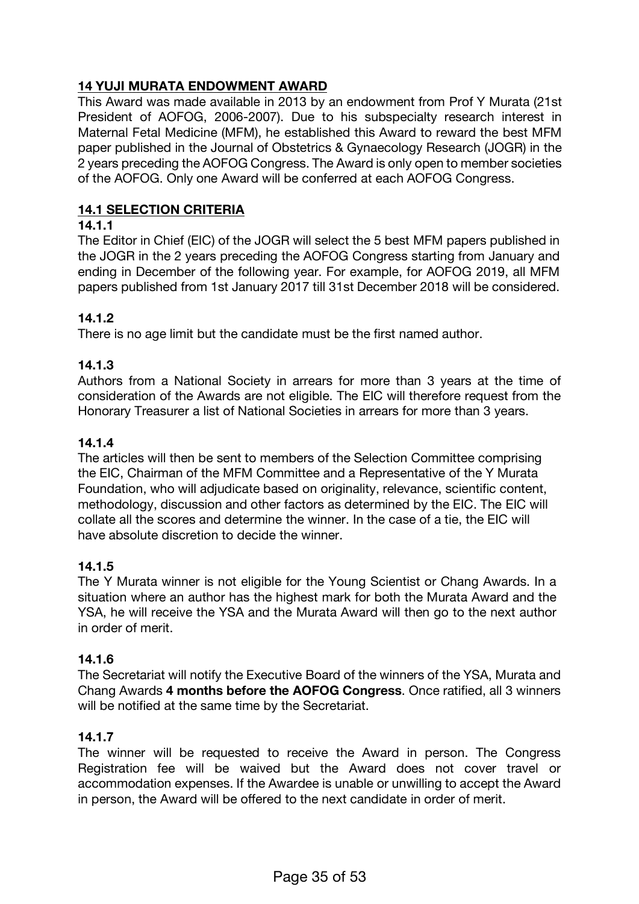## 14 YUJI MURATA ENDOWMENT AWARD

This Award was made available in 2013 by an endowment from Prof Y Murata (21st President of AOFOG, 2006-2007). Due to his subspecialty research interest in Maternal Fetal Medicine (MFM), he established this Award to reward the best MFM paper published in the Journal of Obstetrics & Gynaecology Research (JOGR) in the 2 years preceding the AOFOG Congress. The Award is only open to member societies of the AOFOG. Only one Award will be conferred at each AOFOG Congress.

### 14.1 SELECTION CRITERIA

#### 14.1.1

The Editor in Chief (EIC) of the JOGR will select the 5 best MFM papers published in the JOGR in the 2 years preceding the AOFOG Congress starting from January and ending in December of the following year. For example, for AOFOG 2019, all MFM papers published from 1st January 2017 till 31st December 2018 will be considered.

#### 14.1.2

There is no age limit but the candidate must be the first named author.

#### 14.1.3

Authors from a National Society in arrears for more than 3 years at the time of consideration of the Awards are not eligible. The EIC will therefore request from the Honorary Treasurer a list of National Societies in arrears for more than 3 years.

#### 14.1.4

The articles will then be sent to members of the Selection Committee comprising the EIC, Chairman of the MFM Committee and a Representative of the Y Murata Foundation, who will adjudicate based on originality, relevance, scientific content, methodology, discussion and other factors as determined by the EIC. The EIC will collate all the scores and determine the winner. In the case of a tie, the EIC will have absolute discretion to decide the winner.

#### 14.1.5

The Y Murata winner is not eligible for the Young Scientist or Chang Awards. In a situation where an author has the highest mark for both the Murata Award and the YSA, he will receive the YSA and the Murata Award will then go to the next author in order of merit.

#### 14.1.6

The Secretariat will notify the Executive Board of the winners of the YSA, Murata and Chang Awards **4 months before the AOFOG Congress**. Once ratified, all 3 winners will be notified at the same time by the Secretariat.

#### 14.1.7

The winner will be requested to receive the Award in person. The Congress Registration fee will be waived but the Award does not cover travel or accommodation expenses. If the Awardee is unable or unwilling to accept the Award in person, the Award will be offered to the next candidate in order of merit.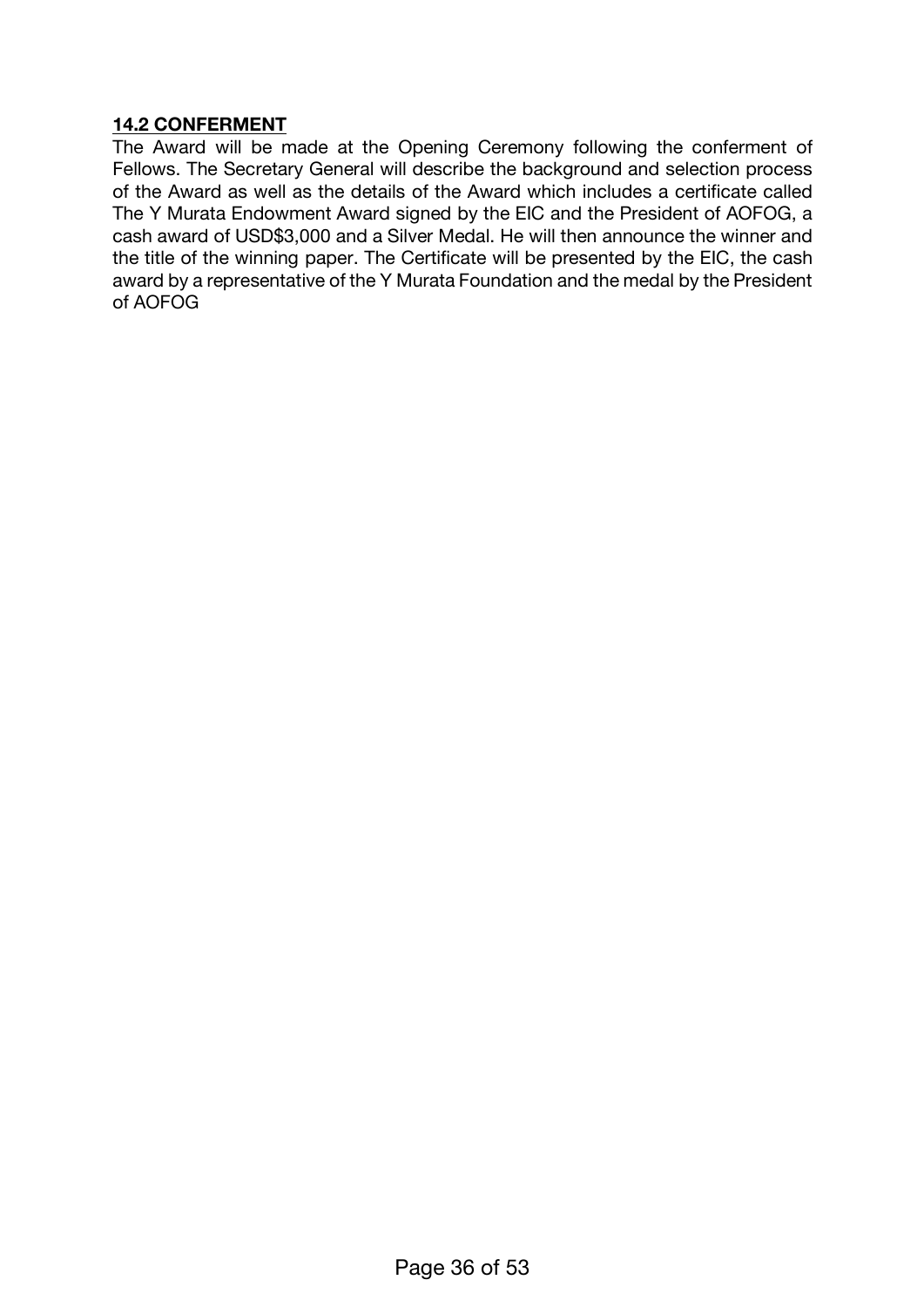**14.2 CONFERMENT**

The Award will be made at the Opening Ceremony following the conferment of Fellows. The Secretary General will describe the background and selection process of the Award as well as the details of the Award which includes a certificate called The Y Murata Endowment Award signed by the EIC and the President of AOFOG, a cash award of USD$3,000 and a Silver Medal. He will then announce the winner and the title of the winning paper. The Certificate will be presented by the EIC, the cash award by a representative of the Y Murata Foundation and the medal by the President of AOFOG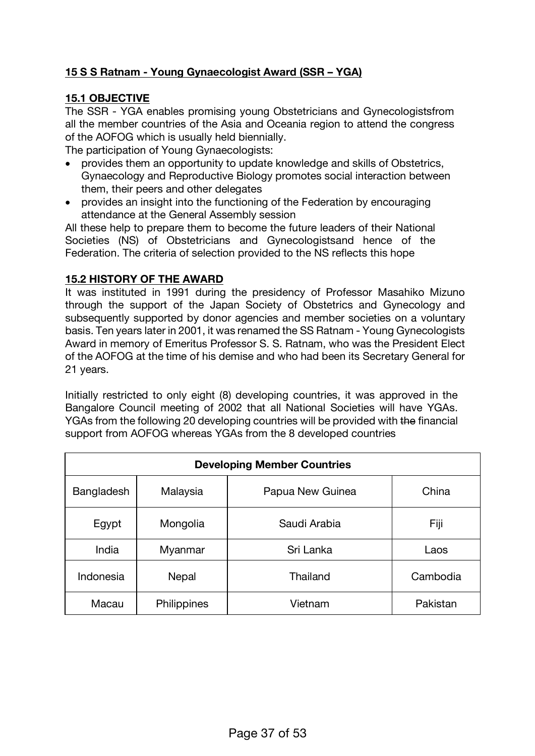## 15 S S Ratnam - Young Gynaecologist Award (SSR – YGA)

### 15.1 OBJECTIVE

The SSR - YGA enables promising young Obstetricians and Gynecologistsfrom all the member countries of the Asia and Oceania region to attend the congress of the AOFOG which is usually held biennially.

The participation of Young Gynaecologists:

- provides them an opportunity to update knowledge and skills of Obstetrics, Gynaecology and Reproductive Biology promotes social interaction between them, their peers and other delegates
- provides an insight into the functioning of the Federation by encouraging attendance at the General Assembly session

All these help to prepare them to become the future leaders of their National Societies (NS) of Obstetricians and Gynecologistsand hence of the Federation. The criteria of selection provided to the NS reflects this hope

### 15.2 HISTORY OF THE AWARD

It was instituted in 1991 during the presidency of Professor Masahiko Mizuno through the support of the Japan Society of Obstetrics and Gynecology and subsequently supported by donor agencies and member societies on a voluntary basis. Ten years later in 2001, it was renamed the SS Ratnam - Young Gynecologists Award in memory of Emeritus Professor S. S. Ratnam, who was the President Elect of the AOFOG at the time of his demise and who had been its Secretary General for 21 years.

Initially restricted to only eight (8) developing countries, it was approved in the Bangalore Council meeting of 2002 that all National Societies will have YGAs. YGAs from the following 20 developing countries will be provided with ~~the~~ financial support from AOFOG whereas YGAs from the 8 developed countries

| Developing Member Countries | | | |
|---|---|---|---|
| Bangladesh | Malaysia | Papua New Guinea | China |
| Egypt | Mongolia | Saudi Arabia | Fiji |
| India | Myanmar | Sri Lanka | Laos |
| Indonesia | Nepal | Thailand | Cambodia |
| Macau | Philippines | Vietnam | Pakistan |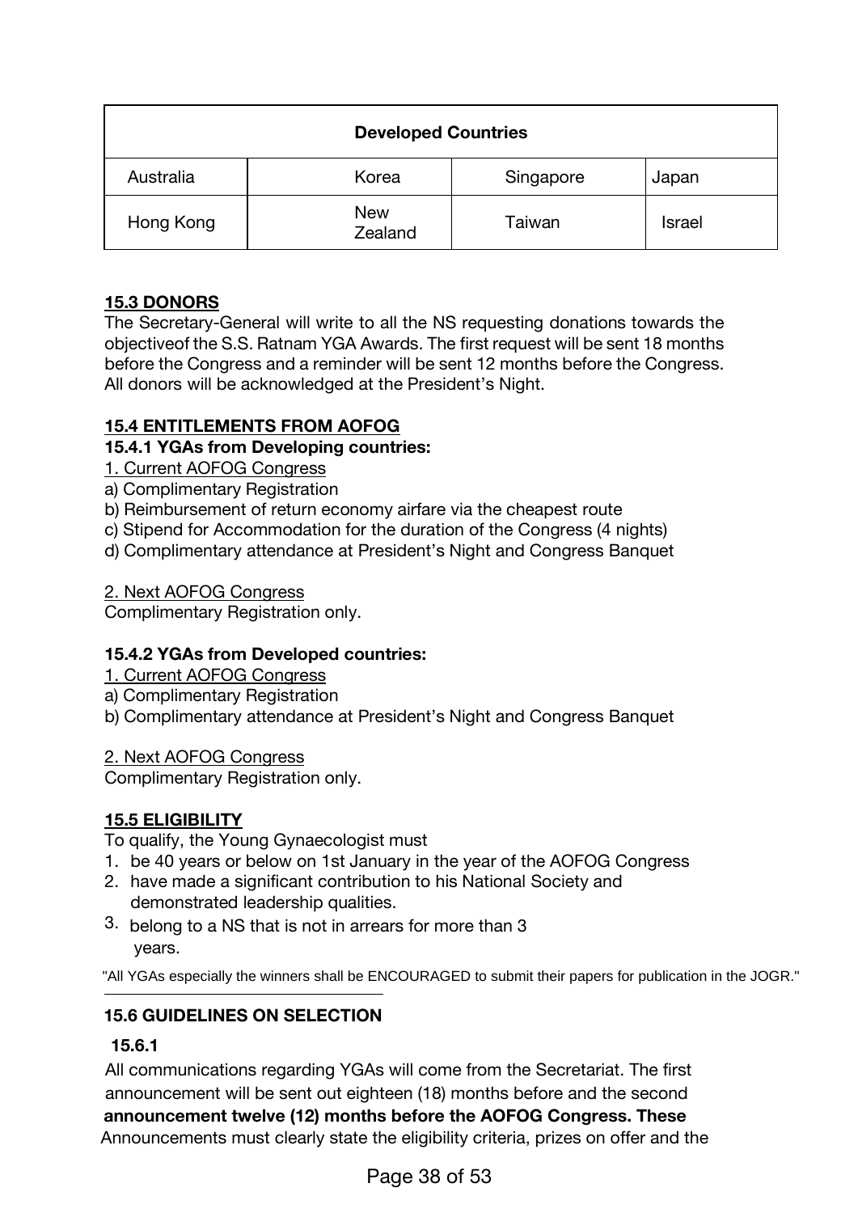| Developed Countries | | | |
|---|---|---|---|
| Australia | Korea | Singapore | Japan |
| Hong Kong | New Zealand | Taiwan | Israel |

**15.3 DONORS**

The Secretary-General will write to all the NS requesting donations towards the objectiveof the S.S. Ratnam YGA Awards. The first request will be sent 18 months before the Congress and a reminder will be sent 12 months before the Congress. All donors will be acknowledged at the President's Night.

**15.4 ENTITLEMENTS FROM AOFOG**

**15.4.1 YGAs from Developing countries:**

1. Current AOFOG Congress

a) Complimentary Registration
b) Reimbursement of return economy airfare via the cheapest route
c) Stipend for Accommodation for the duration of the Congress (4 nights)
d) Complimentary attendance at President's Night and Congress Banquet

2. Next AOFOG Congress

Complimentary Registration only.

**15.4.2 YGAs from Developed countries:**

1. Current AOFOG Congress

a) Complimentary Registration
b) Complimentary attendance at President's Night and Congress Banquet

2. Next AOFOG Congress

Complimentary Registration only.

**15.5 ELIGIBILITY**

To qualify, the Young Gynaecologist must

1. be 40 years or below on 1st January in the year of the AOFOG Congress
2. have made a significant contribution to his National Society and demonstrated leadership qualities.
3. belong to a NS that is not in arrears for more than 3 years.

"All YGAs especially the winners shall be ENCOURAGED to submit their papers for publication in the JOGR."

**15.6 GUIDELINES ON SELECTION**

**15.6.1**

All communications regarding YGAs will come from the Secretariat. The first announcement will be sent out eighteen (18) months before and the second **announcement twelve (12) months before the AOFOG Congress. These** Announcements must clearly state the eligibility criteria, prizes on offer and the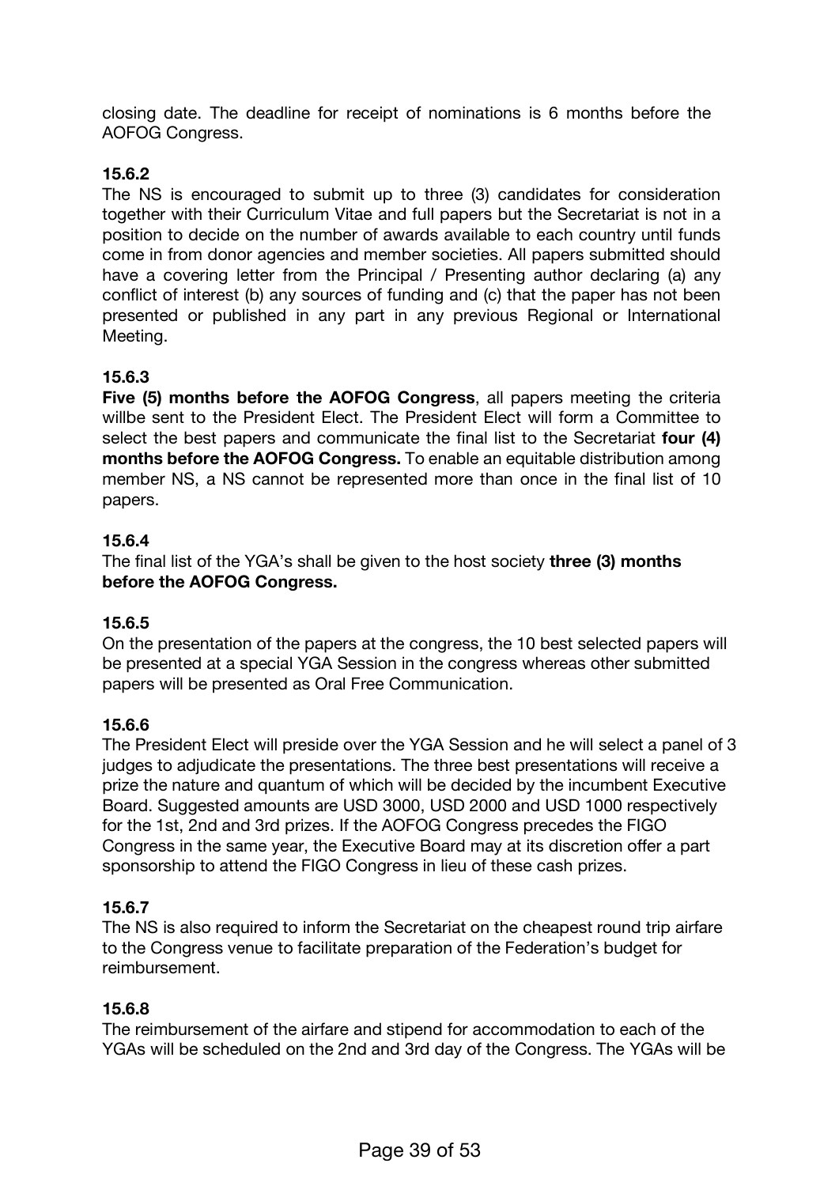closing date. The deadline for receipt of nominations is 6 months before the AOFOG Congress.

**15.6.2**

The NS is encouraged to submit up to three (3) candidates for consideration together with their Curriculum Vitae and full papers but the Secretariat is not in a position to decide on the number of awards available to each country until funds come in from donor agencies and member societies. All papers submitted should have a covering letter from the Principal / Presenting author declaring (a) any conflict of interest (b) any sources of funding and (c) that the paper has not been presented or published in any part in any previous Regional or International Meeting.

**15.6.3**

**Five (5) months before the AOFOG Congress**, all papers meeting the criteria willbe sent to the President Elect. The President Elect will form a Committee to select the best papers and communicate the final list to the Secretariat **four (4) months before the AOFOG Congress.** To enable an equitable distribution among member NS, a NS cannot be represented more than once in the final list of 10 papers.

**15.6.4**

The final list of the YGA's shall be given to the host society **three (3) months before the AOFOG Congress.**

**15.6.5**

On the presentation of the papers at the congress, the 10 best selected papers will be presented at a special YGA Session in the congress whereas other submitted papers will be presented as Oral Free Communication.

**15.6.6**

The President Elect will preside over the YGA Session and he will select a panel of 3 judges to adjudicate the presentations. The three best presentations will receive a prize the nature and quantum of which will be decided by the incumbent Executive Board. Suggested amounts are USD 3000, USD 2000 and USD 1000 respectively for the 1st, 2nd and 3rd prizes. If the AOFOG Congress precedes the FIGO Congress in the same year, the Executive Board may at its discretion offer a part sponsorship to attend the FIGO Congress in lieu of these cash prizes.

**15.6.7**

The NS is also required to inform the Secretariat on the cheapest round trip airfare to the Congress venue to facilitate preparation of the Federation's budget for reimbursement.

**15.6.8**

The reimbursement of the airfare and stipend for accommodation to each of the YGAs will be scheduled on the 2nd and 3rd day of the Congress. The YGAs will be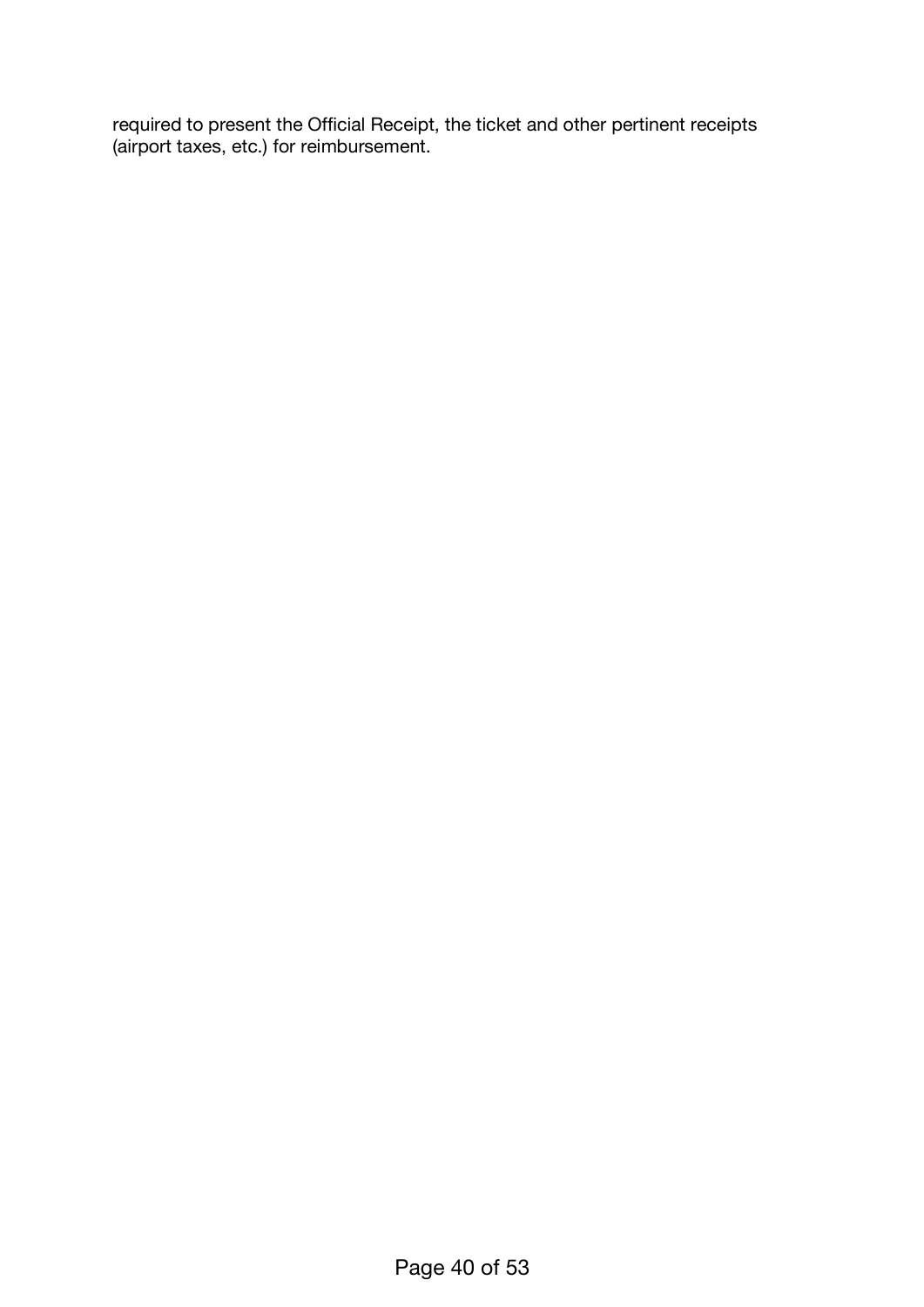required to present the Official Receipt, the ticket and other pertinent receipts (airport taxes, etc.) for reimbursement.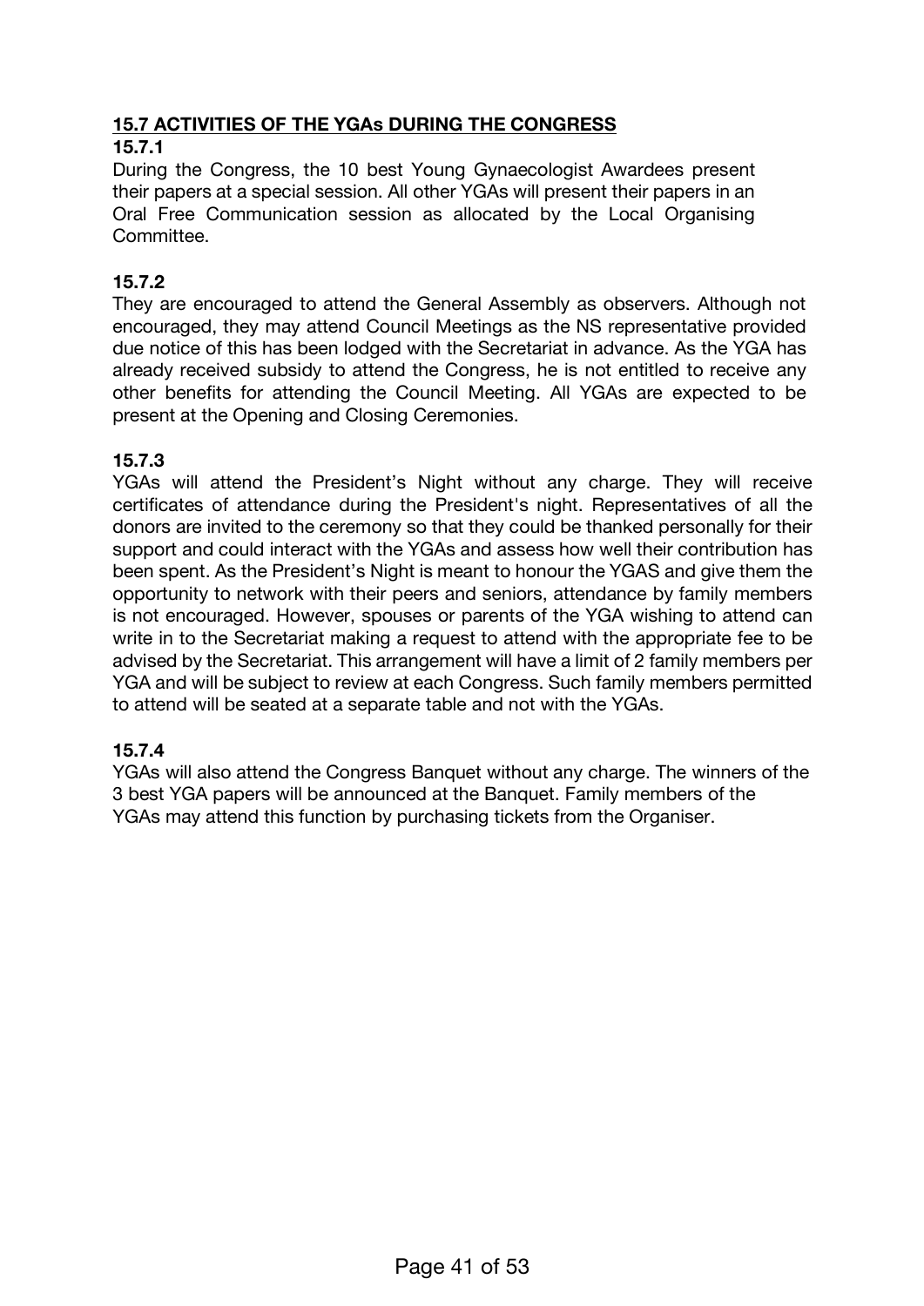## 15.7 ACTIVITIES OF THE YGAs DURING THE CONGRESS

### 15.7.1

During the Congress, the 10 best Young Gynaecologist Awardees present their papers at a special session. All other YGAs will present their papers in an Oral Free Communication session as allocated by the Local Organising Committee.

### 15.7.2

They are encouraged to attend the General Assembly as observers. Although not encouraged, they may attend Council Meetings as the NS representative provided due notice of this has been lodged with the Secretariat in advance. As the YGA has already received subsidy to attend the Congress, he is not entitled to receive any other benefits for attending the Council Meeting. All YGAs are expected to be present at the Opening and Closing Ceremonies.

### 15.7.3

YGAs will attend the President's Night without any charge. They will receive certificates of attendance during the President's night. Representatives of all the donors are invited to the ceremony so that they could be thanked personally for their support and could interact with the YGAs and assess how well their contribution has been spent. As the President's Night is meant to honour the YGAS and give them the opportunity to network with their peers and seniors, attendance by family members is not encouraged. However, spouses or parents of the YGA wishing to attend can write in to the Secretariat making a request to attend with the appropriate fee to be advised by the Secretariat. This arrangement will have a limit of 2 family members per YGA and will be subject to review at each Congress. Such family members permitted to attend will be seated at a separate table and not with the YGAs.

### 15.7.4

YGAs will also attend the Congress Banquet without any charge. The winners of the 3 best YGA papers will be announced at the Banquet. Family members of the YGAs may attend this function by purchasing tickets from the Organiser.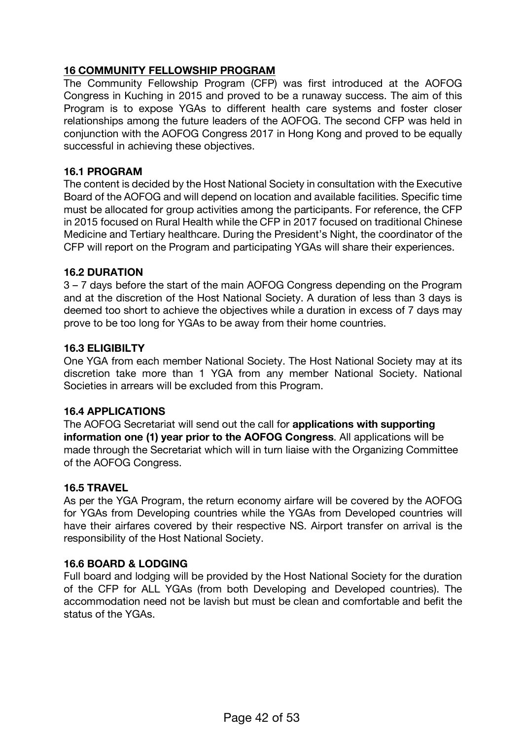## 16 COMMUNITY FELLOWSHIP PROGRAM

The Community Fellowship Program (CFP) was first introduced at the AOFOG Congress in Kuching in 2015 and proved to be a runaway success. The aim of this Program is to expose YGAs to different health care systems and foster closer relationships among the future leaders of the AOFOG. The second CFP was held in conjunction with the AOFOG Congress 2017 in Hong Kong and proved to be equally successful in achieving these objectives.

### 16.1 PROGRAM

The content is decided by the Host National Society in consultation with the Executive Board of the AOFOG and will depend on location and available facilities. Specific time must be allocated for group activities among the participants. For reference, the CFP in 2015 focused on Rural Health while the CFP in 2017 focused on traditional Chinese Medicine and Tertiary healthcare. During the President's Night, the coordinator of the CFP will report on the Program and participating YGAs will share their experiences.

### 16.2 DURATION

3 – 7 days before the start of the main AOFOG Congress depending on the Program and at the discretion of the Host National Society. A duration of less than 3 days is deemed too short to achieve the objectives while a duration in excess of 7 days may prove to be too long for YGAs to be away from their home countries.

### 16.3 ELIGIBILTY

One YGA from each member National Society. The Host National Society may at its discretion take more than 1 YGA from any member National Society. National Societies in arrears will be excluded from this Program.

### 16.4 APPLICATIONS

The AOFOG Secretariat will send out the call for **applications with supporting information one (1) year prior to the AOFOG Congress**. All applications will be made through the Secretariat which will in turn liaise with the Organizing Committee of the AOFOG Congress.

### 16.5 TRAVEL

As per the YGA Program, the return economy airfare will be covered by the AOFOG for YGAs from Developing countries while the YGAs from Developed countries will have their airfares covered by their respective NS. Airport transfer on arrival is the responsibility of the Host National Society.

### 16.6 BOARD & LODGING

Full board and lodging will be provided by the Host National Society for the duration of the CFP for ALL YGAs (from both Developing and Developed countries). The accommodation need not be lavish but must be clean and comfortable and befit the status of the YGAs.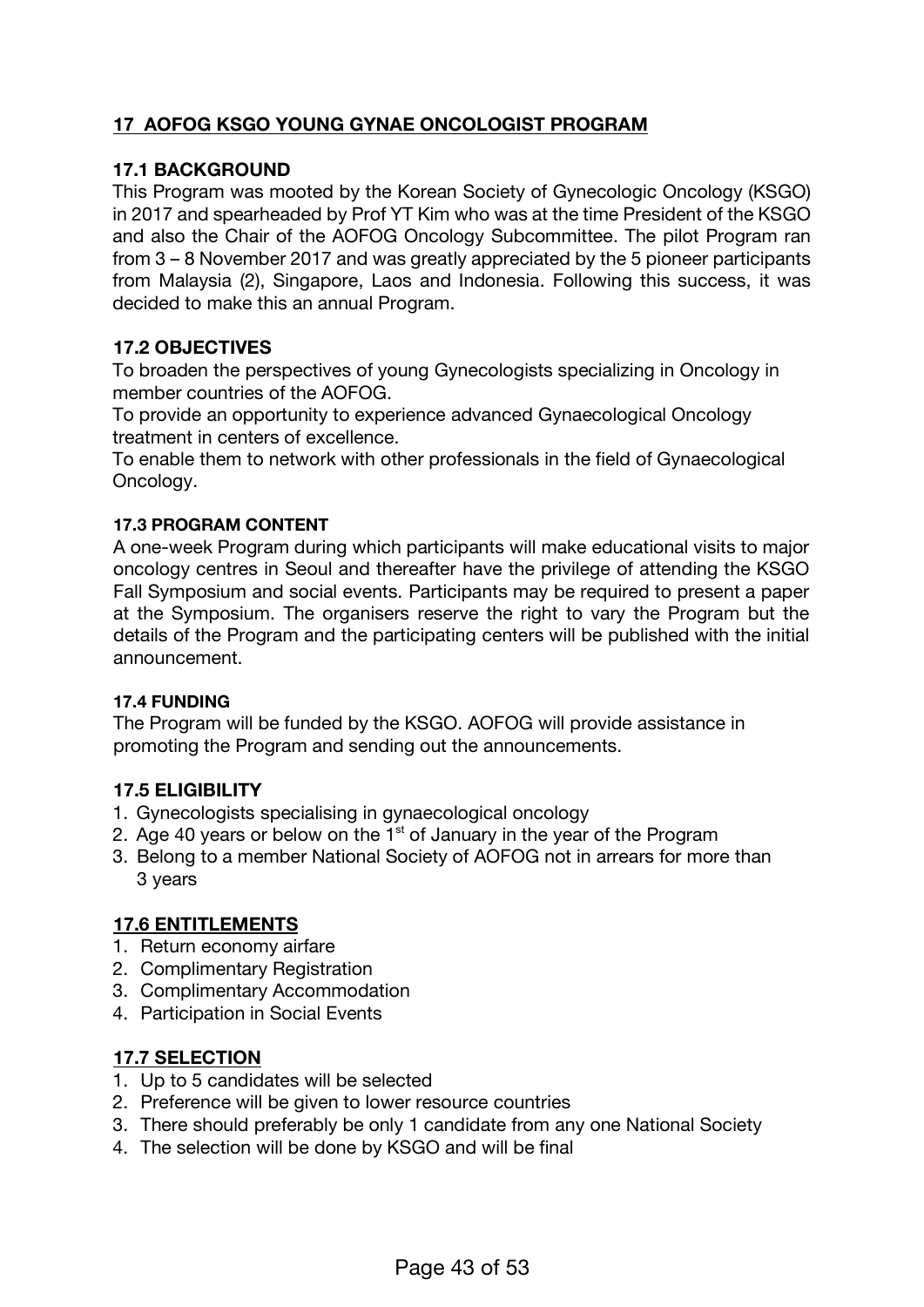## 17 AOFOG KSGO YOUNG GYNAE ONCOLOGIST PROGRAM

### 17.1 BACKGROUND

This Program was mooted by the Korean Society of Gynecologic Oncology (KSGO) in 2017 and spearheaded by Prof YT Kim who was at the time President of the KSGO and also the Chair of the AOFOG Oncology Subcommittee. The pilot Program ran from 3 – 8 November 2017 and was greatly appreciated by the 5 pioneer participants from Malaysia (2), Singapore, Laos and Indonesia. Following this success, it was decided to make this an annual Program.

### 17.2 OBJECTIVES

To broaden the perspectives of young Gynecologists specializing in Oncology in member countries of the AOFOG.

To provide an opportunity to experience advanced Gynaecological Oncology treatment in centers of excellence.

To enable them to network with other professionals in the field of Gynaecological Oncology.

### 17.3 PROGRAM CONTENT

A one-week Program during which participants will make educational visits to major oncology centres in Seoul and thereafter have the privilege of attending the KSGO Fall Symposium and social events. Participants may be required to present a paper at the Symposium. The organisers reserve the right to vary the Program but the details of the Program and the participating centers will be published with the initial announcement.

### 17.4 FUNDING

The Program will be funded by the KSGO. AOFOG will provide assistance in promoting the Program and sending out the announcements.

### 17.5 ELIGIBILITY

1. Gynecologists specialising in gynaecological oncology
2. Age 40 years or below on the 1st of January in the year of the Program
3. Belong to a member National Society of AOFOG not in arrears for more than 3 years

### 17.6 ENTITLEMENTS

1. Return economy airfare
2. Complimentary Registration
3. Complimentary Accommodation
4. Participation in Social Events

### 17.7 SELECTION

1. Up to 5 candidates will be selected
2. Preference will be given to lower resource countries
3. There should preferably be only 1 candidate from any one National Society
4. The selection will be done by KSGO and will be final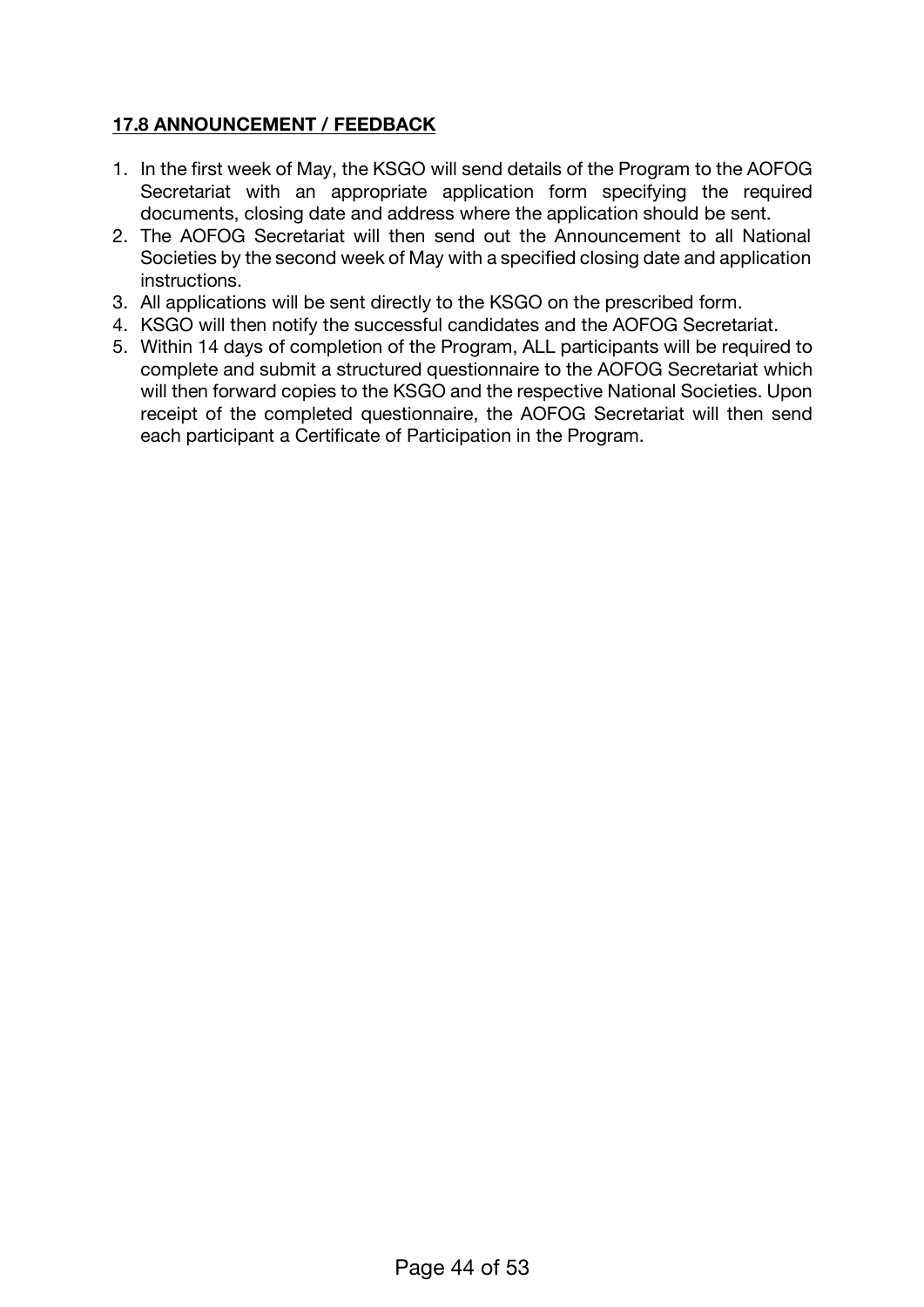## 17.8 ANNOUNCEMENT / FEEDBACK

1. In the first week of May, the KSGO will send details of the Program to the AOFOG Secretariat with an appropriate application form specifying the required documents, closing date and address where the application should be sent.
2. The AOFOG Secretariat will then send out the Announcement to all National Societies by the second week of May with a specified closing date and application instructions.
3. All applications will be sent directly to the KSGO on the prescribed form.
4. KSGO will then notify the successful candidates and the AOFOG Secretariat.
5. Within 14 days of completion of the Program, ALL participants will be required to complete and submit a structured questionnaire to the AOFOG Secretariat which will then forward copies to the KSGO and the respective National Societies. Upon receipt of the completed questionnaire, the AOFOG Secretariat will then send each participant a Certificate of Participation in the Program.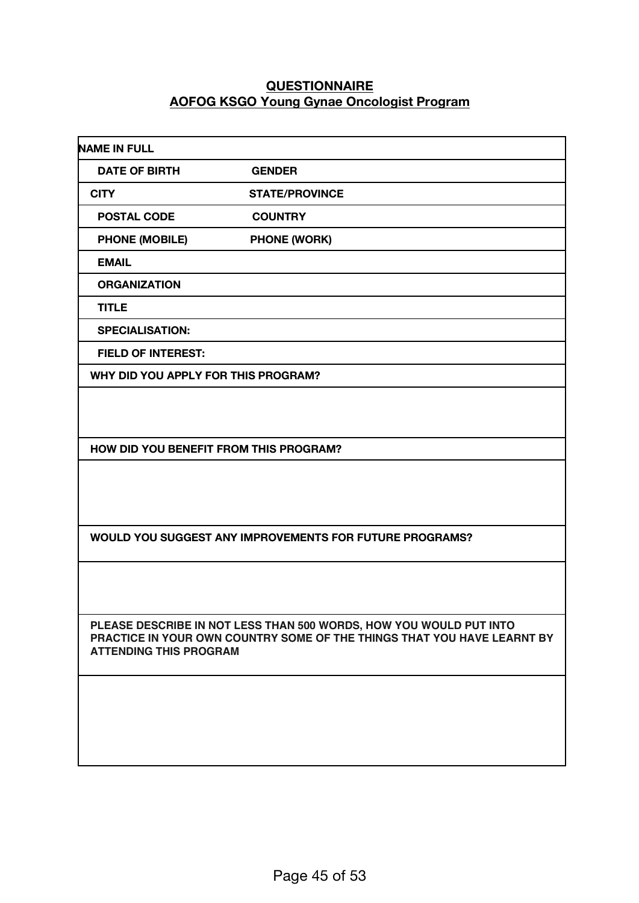## QUESTIONNAIRE

## AOFOG KSGO Young Gynae Oncologist Program

| NAME IN FULL | |
|---|---|
| DATE OF BIRTH | GENDER |
| CITY | STATE/PROVINCE |
| POSTAL CODE | COUNTRY |
| PHONE (MOBILE) | PHONE (WORK) |
| EMAIL | |
| ORGANIZATION | |
| TITLE | |
| SPECIALISATION: | |
| FIELD OF INTEREST: | |
| WHY DID YOU APPLY FOR THIS PROGRAM? | |
| | |
| HOW DID YOU BENEFIT FROM THIS PROGRAM? | |
| | |
| WOULD YOU SUGGEST ANY IMPROVEMENTS FOR FUTURE PROGRAMS? | |
| | |
| PLEASE DESCRIBE IN NOT LESS THAN 500 WORDS, HOW YOU WOULD PUT INTO PRACTICE IN YOUR OWN COUNTRY SOME OF THE THINGS THAT YOU HAVE LEARNT BY ATTENDING THIS PROGRAM | |
| | |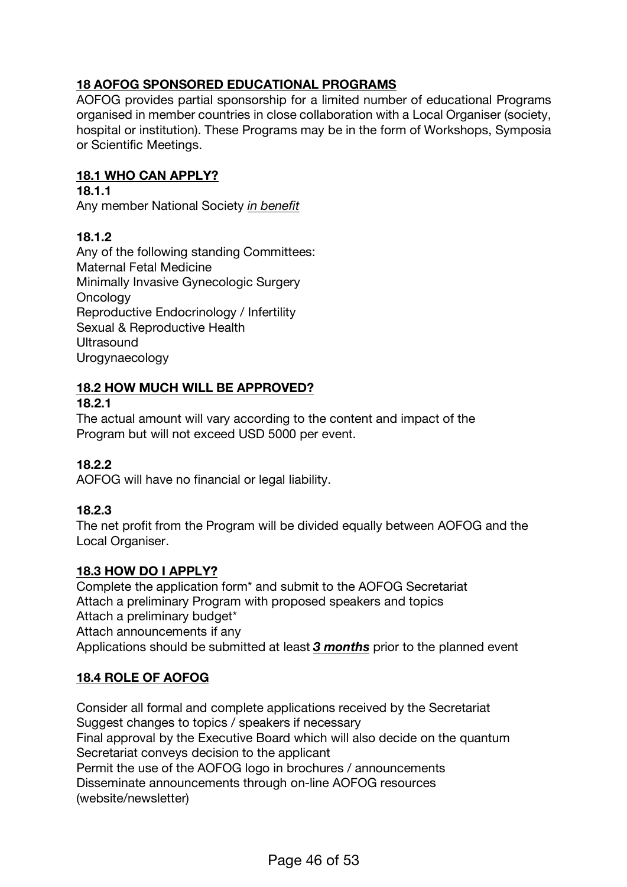## 18 AOFOG SPONSORED EDUCATIONAL PROGRAMS

AOFOG provides partial sponsorship for a limited number of educational Programs organised in member countries in close collaboration with a Local Organiser (society, hospital or institution). These Programs may be in the form of Workshops, Symposia or Scientific Meetings.

### 18.1 WHO CAN APPLY?

**18.1.1**

Any member National Society *in benefit*

**18.1.2**

Any of the following standing Committees:
Maternal Fetal Medicine
Minimally Invasive Gynecologic Surgery
Oncology
Reproductive Endocrinology / Infertility
Sexual & Reproductive Health
Ultrasound
Urogynaecology

### 18.2 HOW MUCH WILL BE APPROVED?

**18.2.1**

The actual amount will vary according to the content and impact of the Program but will not exceed USD 5000 per event.

**18.2.2**

AOFOG will have no financial or legal liability.

**18.2.3**

The net profit from the Program will be divided equally between AOFOG and the Local Organiser.

### 18.3 HOW DO I APPLY?

Complete the application form* and submit to the AOFOG Secretariat
Attach a preliminary Program with proposed speakers and topics
Attach a preliminary budget*
Attach announcements if any
Applications should be submitted at least ***3 months*** prior to the planned event

### 18.4 ROLE OF AOFOG

Consider all formal and complete applications received by the Secretariat
Suggest changes to topics / speakers if necessary
Final approval by the Executive Board which will also decide on the quantum
Secretariat conveys decision to the applicant
Permit the use of the AOFOG logo in brochures / announcements
Disseminate announcements through on-line AOFOG resources (website/newsletter)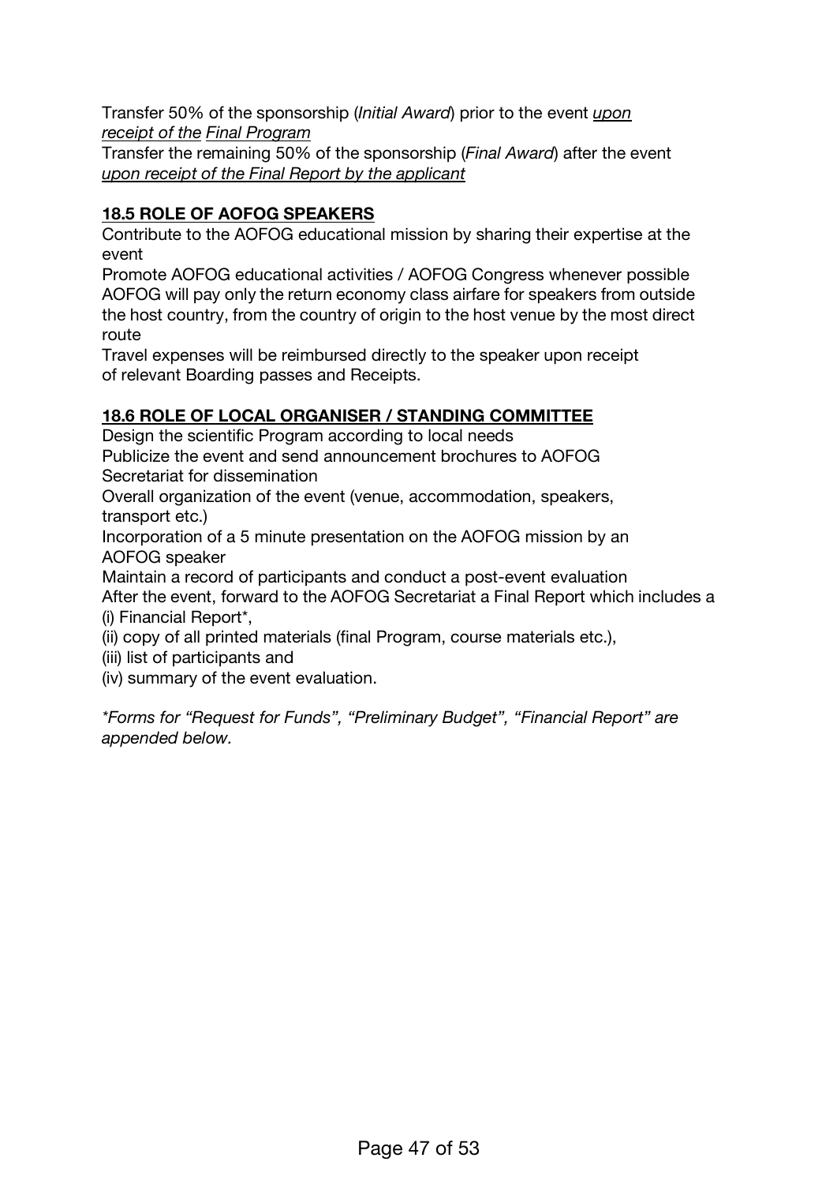Transfer 50% of the sponsorship (*Initial Award*) prior to the event *upon receipt of the Final Program*

Transfer the remaining 50% of the sponsorship (*Final Award*) after the event *upon receipt of the Final Report by the applicant*

## 18.5 ROLE OF AOFOG SPEAKERS

Contribute to the AOFOG educational mission by sharing their expertise at the event

Promote AOFOG educational activities / AOFOG Congress whenever possible

AOFOG will pay only the return economy class airfare for speakers from outside the host country, from the country of origin to the host venue by the most direct route

Travel expenses will be reimbursed directly to the speaker upon receipt of relevant Boarding passes and Receipts.

## 18.6 ROLE OF LOCAL ORGANISER / STANDING COMMITTEE

Design the scientific Program according to local needs

Publicize the event and send announcement brochures to AOFOG Secretariat for dissemination

Overall organization of the event (venue, accommodation, speakers, transport etc.)

Incorporation of a 5 minute presentation on the AOFOG mission by an AOFOG speaker

Maintain a record of participants and conduct a post-event evaluation

After the event, forward to the AOFOG Secretariat a Final Report which includes a

(i) Financial Report*,

(ii) copy of all printed materials (final Program, course materials etc.),

(iii) list of participants and

(iv) summary of the event evaluation.

*\*Forms for "Request for Funds", "Preliminary Budget", "Financial Report" are appended below.*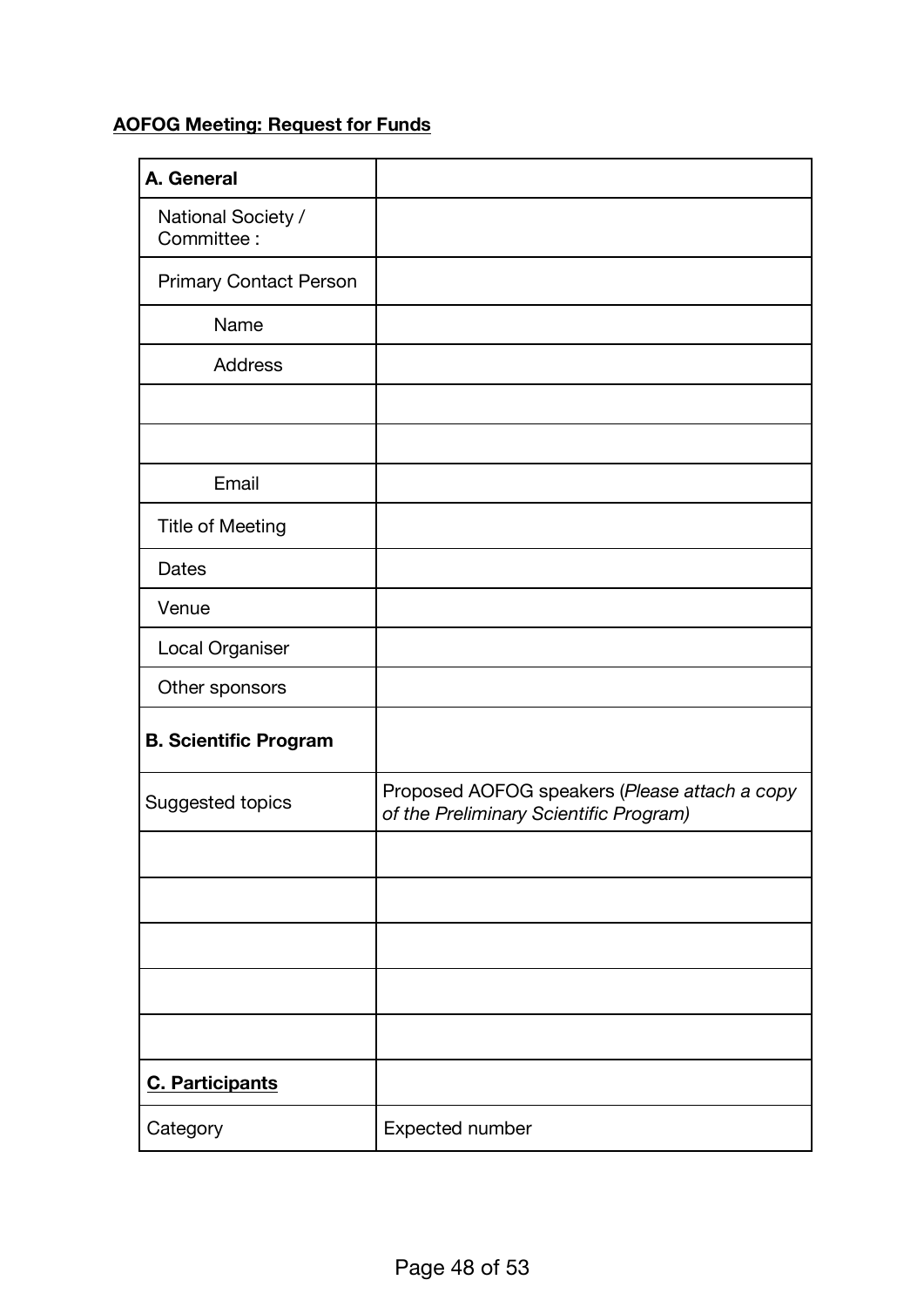**AOFOG Meeting: Request for Funds**

| **A. General** | |
|---|---|
| National Society / Committee : | |
| Primary Contact Person | |
| Name | |
| Address | |
| | |
| | |
| Email | |
| Title of Meeting | |
| Dates | |
| Venue | |
| Local Organiser | |
| Other sponsors | |
| **B. Scientific Program** | |
| Suggested topics | Proposed AOFOG speakers (*Please attach a copy of the Preliminary Scientific Program)* |
| | |
| | |
| | |
| | |
| | |
| **C. Participants** | |
| Category | Expected number |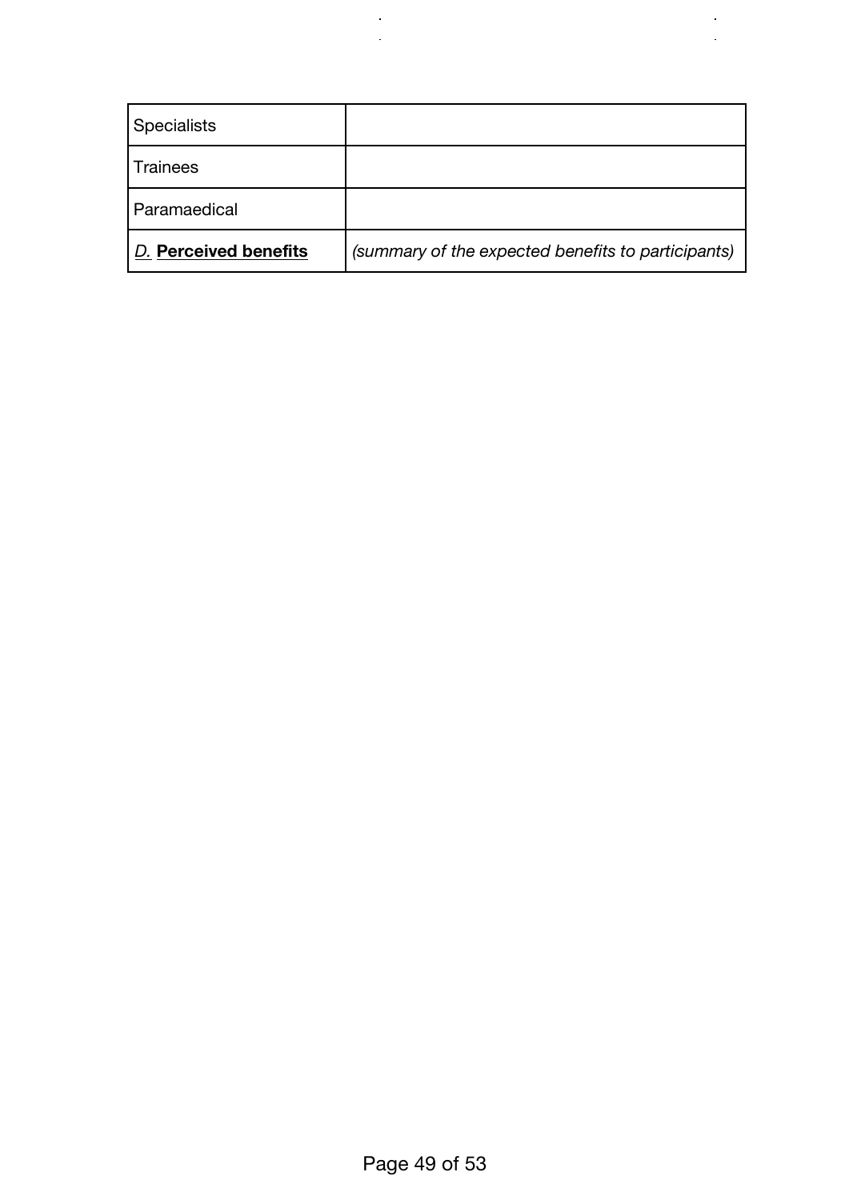| Specialists | |
|---|---|
| Trainees | |
| Paramaedical | |
| ***D.*** **Perceived benefits** | *(summary of the expected benefits to participants)* |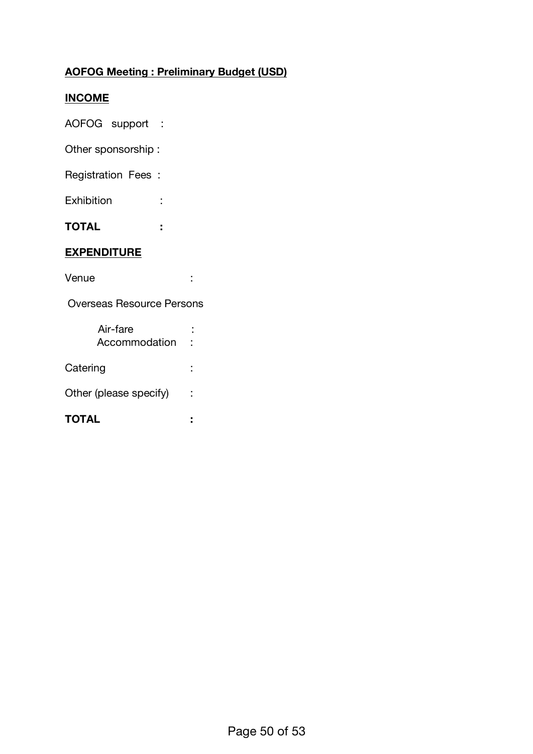**AOFOG Meeting : Preliminary Budget (USD)**

**INCOME**

AOFOG support :

Other sponsorship :

Registration Fees :

Exhibition :

**TOTAL :**

**EXPENDITURE**

Venue :

Overseas Resource Persons

- Air-fare :
- Accommodation :

Catering :

Other (please specify) :

**TOTAL :**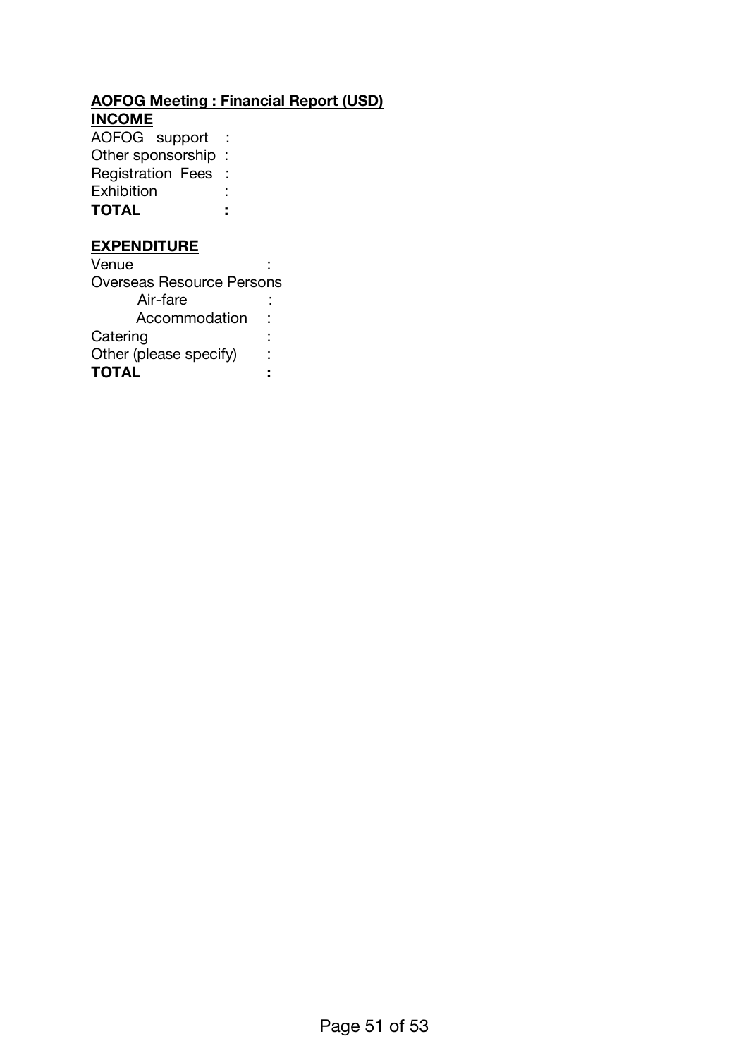**AOFOG Meeting : Financial Report (USD)**

**INCOME**

AOFOG support :
Other sponsorship :
Registration Fees :
Exhibition :
**TOTAL :**

**EXPENDITURE**

Venue :
Overseas Resource Persons
    Air-fare :
    Accommodation :
Catering :
Other (please specify) :
**TOTAL :**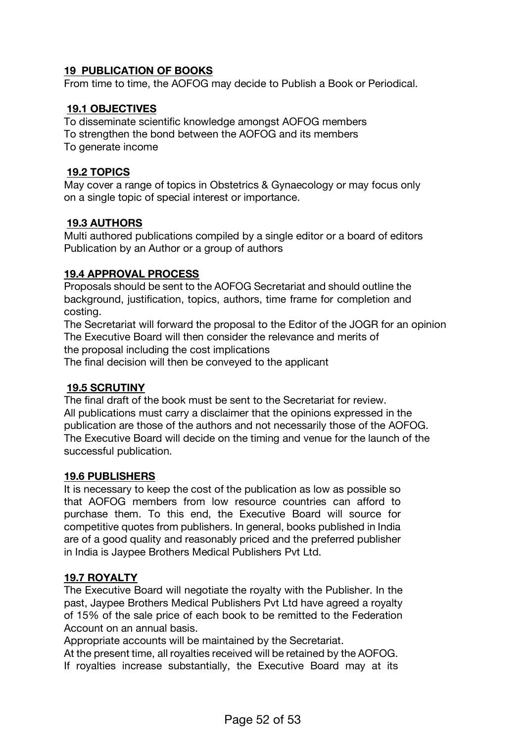## 19 PUBLICATION OF BOOKS

From time to time, the AOFOG may decide to Publish a Book or Periodical.

### 19.1 OBJECTIVES

To disseminate scientific knowledge amongst AOFOG members
To strengthen the bond between the AOFOG and its members
To generate income

### 19.2 TOPICS

May cover a range of topics in Obstetrics & Gynaecology or may focus only on a single topic of special interest or importance.

### 19.3 AUTHORS

Multi authored publications compiled by a single editor or a board of editors
Publication by an Author or a group of authors

### 19.4 APPROVAL PROCESS

Proposals should be sent to the AOFOG Secretariat and should outline the background, justification, topics, authors, time frame for completion and costing.
The Secretariat will forward the proposal to the Editor of the JOGR for an opinion
The Executive Board will then consider the relevance and merits of the proposal including the cost implications
The final decision will then be conveyed to the applicant

### 19.5 SCRUTINY

The final draft of the book must be sent to the Secretariat for review.
All publications must carry a disclaimer that the opinions expressed in the publication are those of the authors and not necessarily those of the AOFOG.
The Executive Board will decide on the timing and venue for the launch of the successful publication.

### 19.6 PUBLISHERS

It is necessary to keep the cost of the publication as low as possible so that AOFOG members from low resource countries can afford to purchase them. To this end, the Executive Board will source for competitive quotes from publishers. In general, books published in India are of a good quality and reasonably priced and the preferred publisher in India is Jaypee Brothers Medical Publishers Pvt Ltd.

### 19.7 ROYALTY

The Executive Board will negotiate the royalty with the Publisher. In the past, Jaypee Brothers Medical Publishers Pvt Ltd have agreed a royalty of 15% of the sale price of each book to be remitted to the Federation Account on an annual basis.
Appropriate accounts will be maintained by the Secretariat.
At the present time, all royalties received will be retained by the AOFOG.
If royalties increase substantially, the Executive Board may at its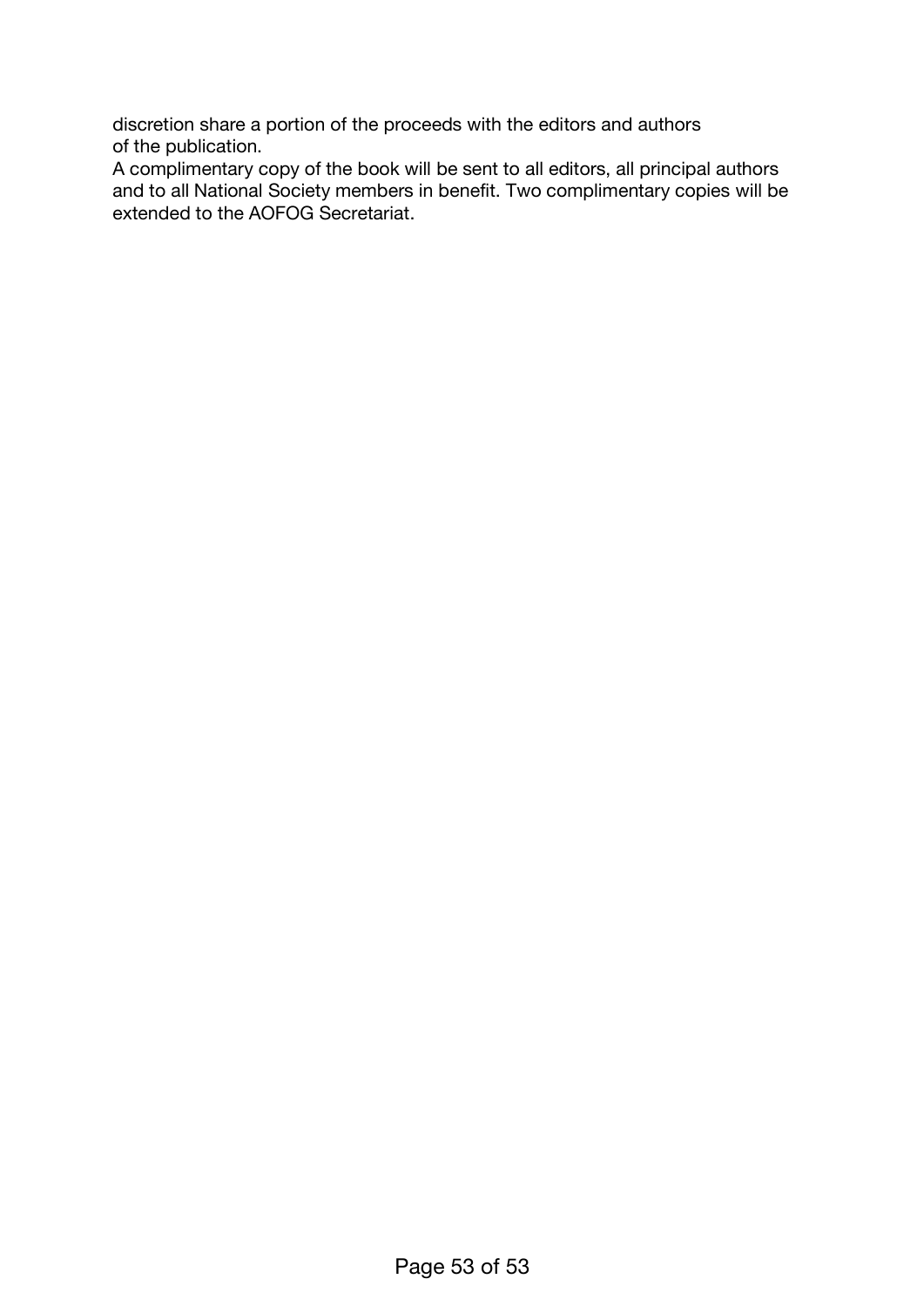discretion share a portion of the proceeds with the editors and authors of the publication.

A complimentary copy of the book will be sent to all editors, all principal authors and to all National Society members in benefit. Two complimentary copies will be extended to the AOFOG Secretariat.